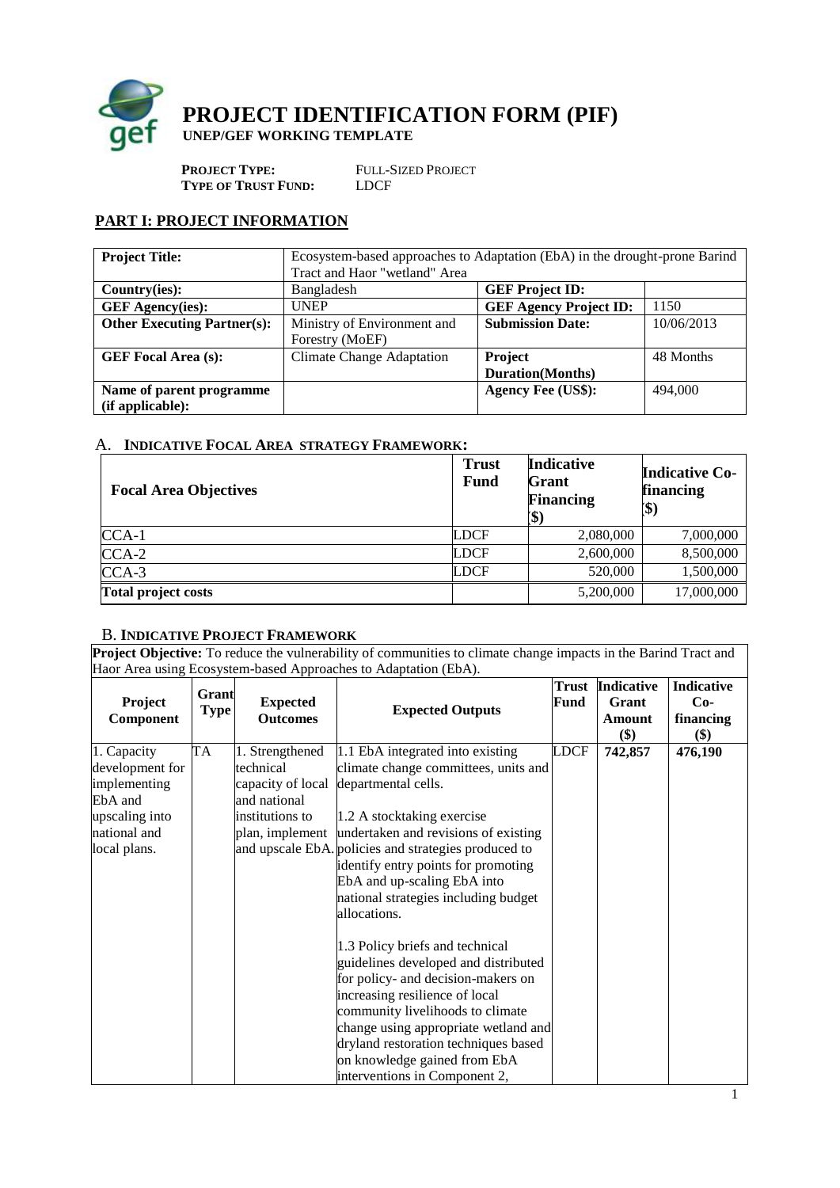# PROJECT IDENTIFICATION FORM (PIF)

**UNEP/GEF WORKING TEMPLATE**

**PROJECT TYPE:** FULL-SIZED PROJECT
**TYPE OF TRUST FUND:** LDCF

## PART I: PROJECT INFORMATION

| **Project Title:** | Ecosystem-based approaches to Adaptation (EbA) in the drought-prone Barind Tract and Haor "wetland" Area | | |
|---|---|---|---|
| **Country(ies):** | Bangladesh | **GEF Project ID:** | |
| **GEF Agency(ies):** | UNEP | **GEF Agency Project ID:** | 1150 |
| **Other Executing Partner(s):** | Ministry of Environment and Forestry (MoEF) | **Submission Date:** | 10/06/2013 |
| **GEF Focal Area (s):** | Climate Change Adaptation | **Project Duration(Months)** | 48 Months |
| **Name of parent programme (if applicable):** | | **Agency Fee (US$):** | 494,000 |

### A. INDICATIVE FOCAL AREA STRATEGY FRAMEWORK:

| **Focal Area Objectives** | **Trust Fund** | **Indicative Grant Financing ($)** | **Indicative Co-financing ($)** |
|---|---|---|---|
| CCA-1 | LDCF | 2,080,000 | 7,000,000 |
| CCA-2 | LDCF | 2,600,000 | 8,500,000 |
| CCA-3 | LDCF | 520,000 | 1,500,000 |
| **Total project costs** | | 5,200,000 | 17,000,000 |

### B. INDICATIVE PROJECT FRAMEWORK

**Project Objective:** To reduce the vulnerability of communities to climate change impacts in the Barind Tract and Haor Area using Ecosystem-based Approaches to Adaptation (EbA).

| **Project Component** | **Grant Type** | **Expected Outcomes** | **Expected Outputs** | **Trust Fund** | **Indicative Grant Amount ($)** | **Indicative Co-financing ($)** |
|---|---|---|---|---|---|---|
| 1. Capacity development for implementing EbA and upscaling into national and local plans. | TA | 1. Strengthened technical capacity of local and national institutions to plan, implement and upscale EbA. | 1.1 EbA integrated into existing climate change committees, units and departmental cells.<br><br>1.2 A stocktaking exercise undertaken and revisions of existing policies and strategies produced to identify entry points for promoting EbA and up-scaling EbA into national strategies including budget allocations.<br><br>1.3 Policy briefs and technical guidelines developed and distributed for policy- and decision-makers on increasing resilience of local community livelihoods to climate change using appropriate wetland and dryland restoration techniques based on knowledge gained from EbA interventions in Component 2, | LDCF | **742,857** | **476,190** |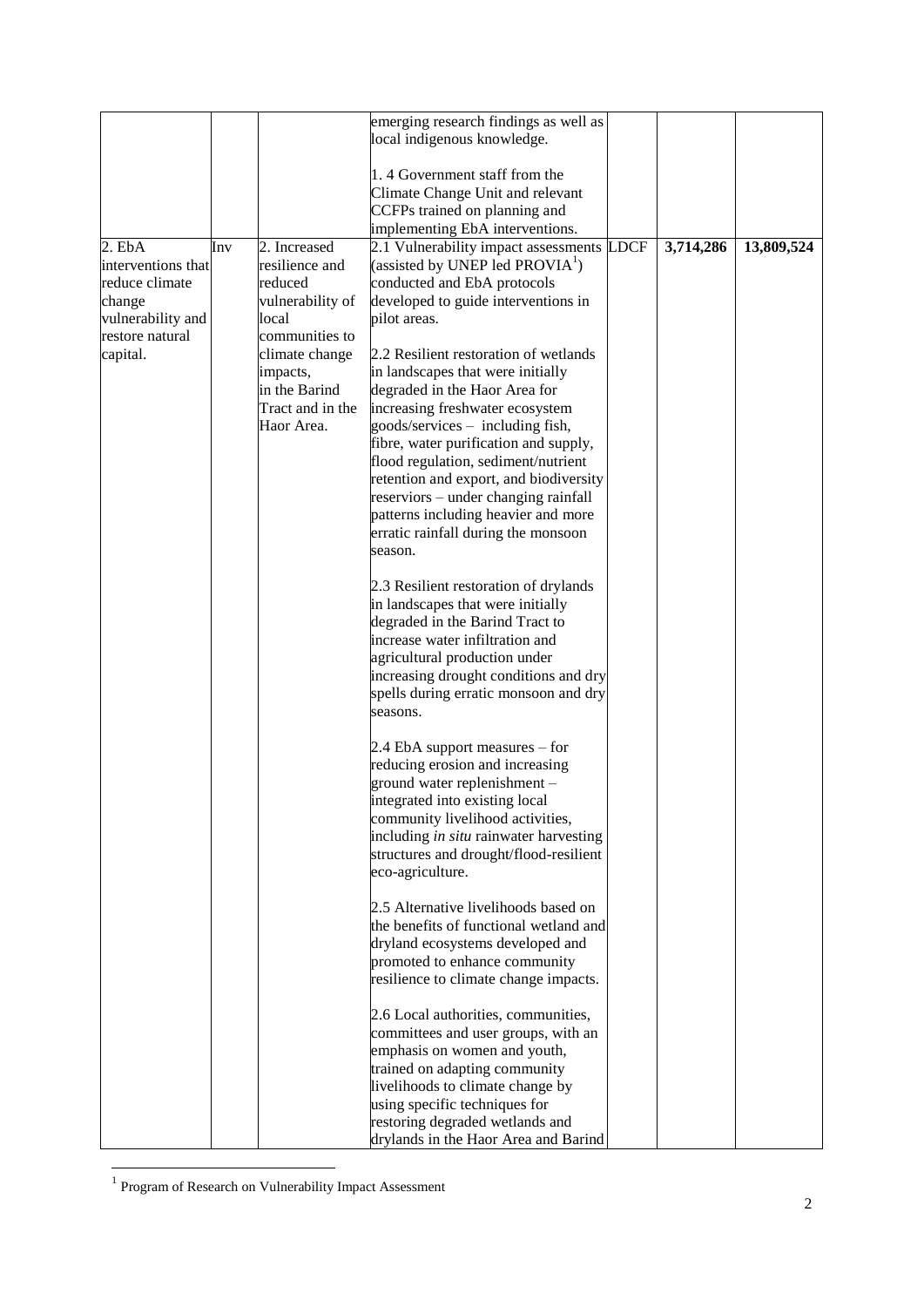| | | | | | | |
|---|---|---|---|---|---|---|
| | | | emerging research findings as well as local indigenous knowledge.<br><br>1. 4 Government staff from the Climate Change Unit and relevant CCFPs trained on planning and implementing EbA interventions. | | | |
| 2. EbA interventions that reduce climate change vulnerability and restore natural capital. | Inv | 2. Increased resilience and reduced vulnerability of local communities to climate change impacts, in the Barind Tract and in the Haor Area. | 2.1 Vulnerability impact assessments (assisted by UNEP led PROVIA[1]) conducted and EbA protocols developed to guide interventions in pilot areas.<br><br>2.2 Resilient restoration of wetlands in landscapes that were initially degraded in the Haor Area for increasing freshwater ecosystem goods/services – including fish, fibre, water purification and supply, flood regulation, sediment/nutrient retention and export, and biodiversity reserviors – under changing rainfall patterns including heavier and more erratic rainfall during the monsoon season.<br><br>2.3 Resilient restoration of drylands in landscapes that were initially degraded in the Barind Tract to increase water infiltration and agricultural production under increasing drought conditions and dry spells during erratic monsoon and dry seasons.<br><br>2.4 EbA support measures – for reducing erosion and increasing ground water replenishment – integrated into existing local community livelihood activities, including *in situ* rainwater harvesting structures and drought/flood-resilient eco-agriculture.<br><br>2.5 Alternative livelihoods based on the benefits of functional wetland and dryland ecosystems developed and promoted to enhance community resilience to climate change impacts.<br><br>2.6 Local authorities, communities, committees and user groups, with an emphasis on women and youth, trained on adapting community livelihoods to climate change by using specific techniques for restoring degraded wetlands and drylands in the Haor Area and Barind | LDCF | **3,714,286** | **13,809,524** |

[1] Program of Research on Vulnerability Impact Assessment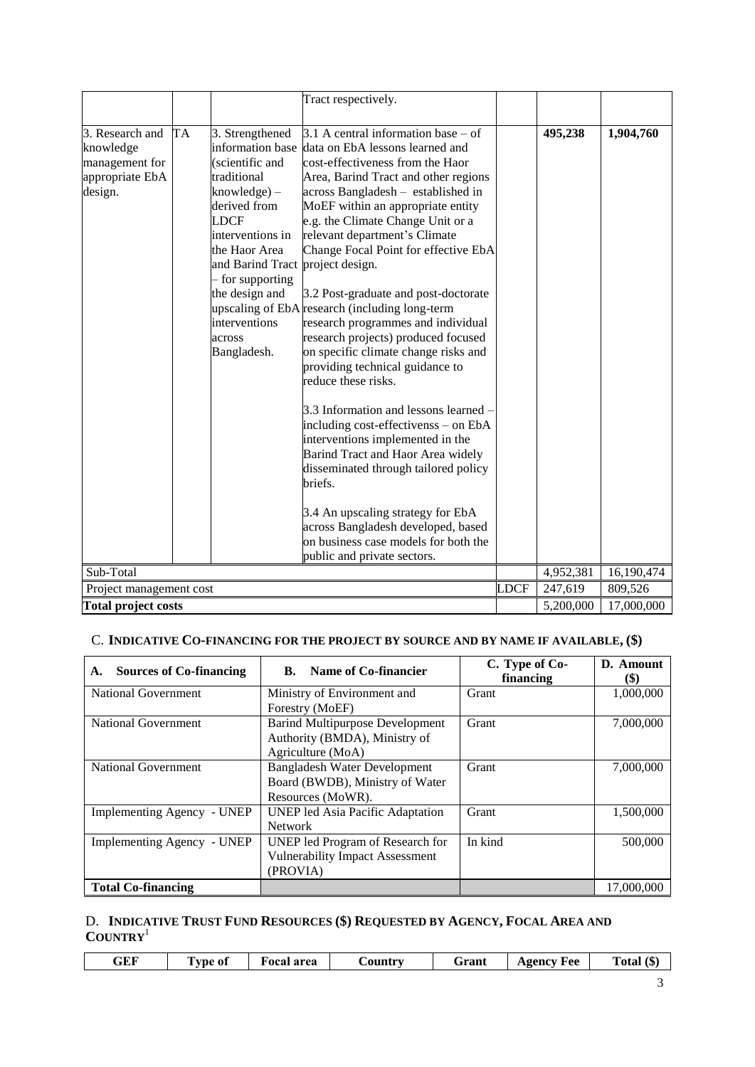| | | | Tract respectively. | | | |
|---|---|---|---|---|---|---|
| 3. Research and knowledge management for appropriate EbA design. | TA | 3. Strengthened information base (scientific and traditional knowledge) – derived from LDCF interventions in the Haor Area and Barind Tract – for supporting the design and upscaling of EbA interventions across Bangladesh. | 3.1 A central information base – of data on EbA lessons learned and cost-effectiveness from the Haor Area, Barind Tract and other regions across Bangladesh – established in MoEF within an appropriate entity e.g. the Climate Change Unit or a relevant department's Climate Change Focal Point for effective EbA project design.<br><br>3.2 Post-graduate and post-doctorate research (including long-term research programmes and individual research projects) produced focused on specific climate change risks and providing technical guidance to reduce these risks.<br><br>3.3 Information and lessons learned – including cost-effectivenss – on EbA interventions implemented in the Barind Tract and Haor Area widely disseminated through tailored policy briefs.<br><br>3.4 An upscaling strategy for EbA across Bangladesh developed, based on business case models for both the public and private sectors. | | **495,238** | **1,904,760** |
| Sub-Total | | | | | 4,952,381 | 16,190,474 |
| Project management cost | | | | LDCF | 247,619 | 809,526 |
| **Total project costs** | | | | | 5,200,000 | 17,000,000 |

## C. **INDICATIVE CO-FINANCING FOR THE PROJECT BY SOURCE AND BY NAME IF AVAILABLE, ($)**

| **A. Sources of Co-financing** | **B. Name of Co-financier** | **C. Type of Co-financing** | **D. Amount ($)** |
|---|---|---|---|
| National Government | Ministry of Environment and Forestry (MoEF) | Grant | 1,000,000 |
| National Government | Barind Multipurpose Development Authority (BMDA), Ministry of Agriculture (MoA) | Grant | 7,000,000 |
| National Government | Bangladesh Water Development Board (BWDB), Ministry of Water Resources (MoWR). | Grant | 7,000,000 |
| Implementing Agency - UNEP | UNEP led Asia Pacific Adaptation Network | Grant | 1,500,000 |
| Implementing Agency - UNEP | UNEP led Program of Research for Vulnerability Impact Assessment (PROVIA) | In kind | 500,000 |
| **Total Co-financing** | | | 17,000,000 |

## D. **INDICATIVE TRUST FUND RESOURCES ($) REQUESTED BY AGENCY, FOCAL AREA AND COUNTRY**[1]

| **GEF** | **Type of** | **Focal area** | **Country** | **Grant** | **Agency Fee** | **Total ($)** |
|---|---|---|---|---|---|---|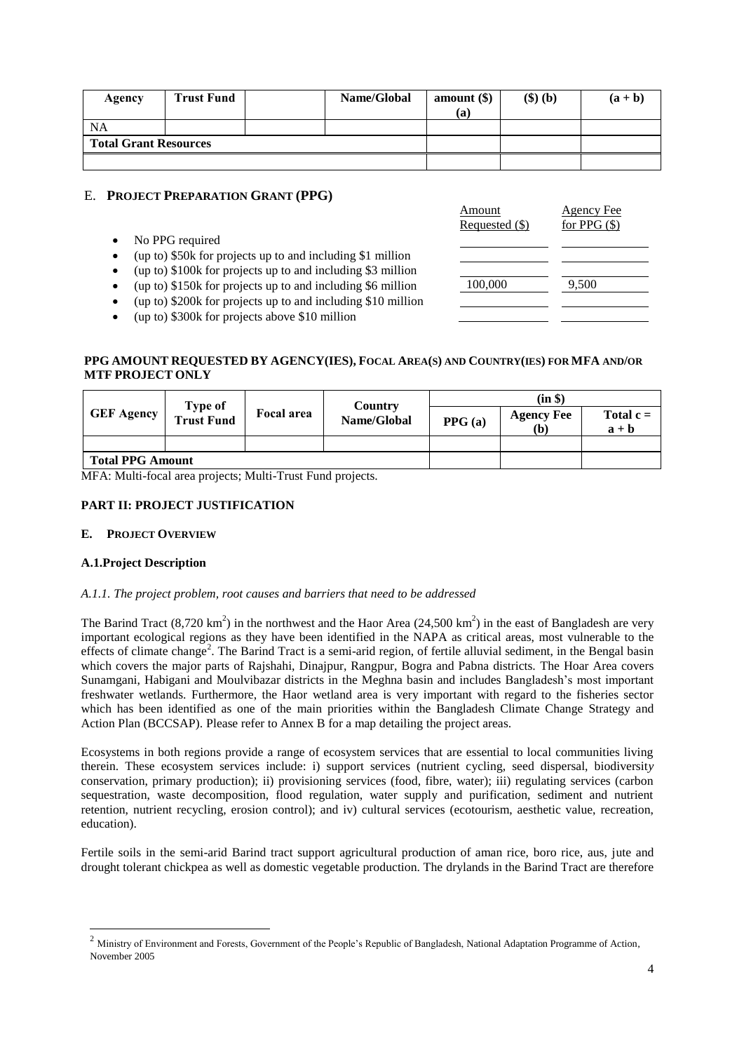| Agency | Trust Fund | | Name/Global | amount ($) (a) | ($) (b) | (a + b) |
|---|---|---|---|---|---|---|
| NA | | | | | | |
| **Total Grant Resources** | | | | | | |
| | | | | | | |

## E. PROJECT PREPARATION GRANT (PPG)

| | Amount Requested ($) | Agency Fee for PPG ($) |
|---|---|---|
| • No PPG required | | |
| • (up to) $50k for projects up to and including $1 million | | |
| • (up to) $100k for projects up to and including $3 million | | |
| • (up to) $150k for projects up to and including $6 million | 100,000 | 9,500 |
| • (up to) $200k for projects up to and including $10 million | | |
| • (up to) $300k for projects above $10 million | | |

**PPG AMOUNT REQUESTED BY AGENCY(IES), FOCAL AREA(S) AND COUNTRY(IES) FOR MFA AND/OR MTF PROJECT ONLY**

| GEF Agency | Type of Trust Fund | Focal area | Country Name/Global | (in $) | | |
|---|---|---|---|---|---|---|
| | | | | PPG (a) | Agency Fee (b) | Total c = a + b |
| | | | | | | |
| **Total PPG Amount** | | | | | | |

MFA: Multi-focal area projects; Multi-Trust Fund projects.

## PART II: PROJECT JUSTIFICATION

### E. PROJECT OVERVIEW

#### A.1.Project Description

*A.1.1. The project problem, root causes and barriers that need to be addressed*

The Barind Tract (8,720 km$^2$) in the northwest and the Haor Area (24,500 km$^2$) in the east of Bangladesh are very important ecological regions as they have been identified in the NAPA as critical areas, most vulnerable to the effects of climate change[2]. The Barind Tract is a semi-arid region, of fertile alluvial sediment, in the Bengal basin which covers the major parts of Rajshahi, Dinajpur, Rangpur, Bogra and Pabna districts. The Hoar Area covers Sunamgani, Habigani and Moulvibazar districts in the Meghna basin and includes Bangladesh's most important freshwater wetlands. Furthermore, the Haor wetland area is very important with regard to the fisheries sector which has been identified as one of the main priorities within the Bangladesh Climate Change Strategy and Action Plan (BCCSAP). Please refer to Annex B for a map detailing the project areas.

Ecosystems in both regions provide a range of ecosystem services that are essential to local communities living therein. These ecosystem services include: i) support services (nutrient cycling, seed dispersal, biodiversity conservation, primary production); ii) provisioning services (food, fibre, water); iii) regulating services (carbon sequestration, waste decomposition, flood regulation, water supply and purification, sediment and nutrient retention, nutrient recycling, erosion control); and iv) cultural services (ecotourism, aesthetic value, recreation, education).

Fertile soils in the semi-arid Barind tract support agricultural production of aman rice, boro rice, aus, jute and drought tolerant chickpea as well as domestic vegetable production. The drylands in the Barind Tract are therefore

[2] Ministry of Environment and Forests, Government of the People's Republic of Bangladesh, National Adaptation Programme of Action, November 2005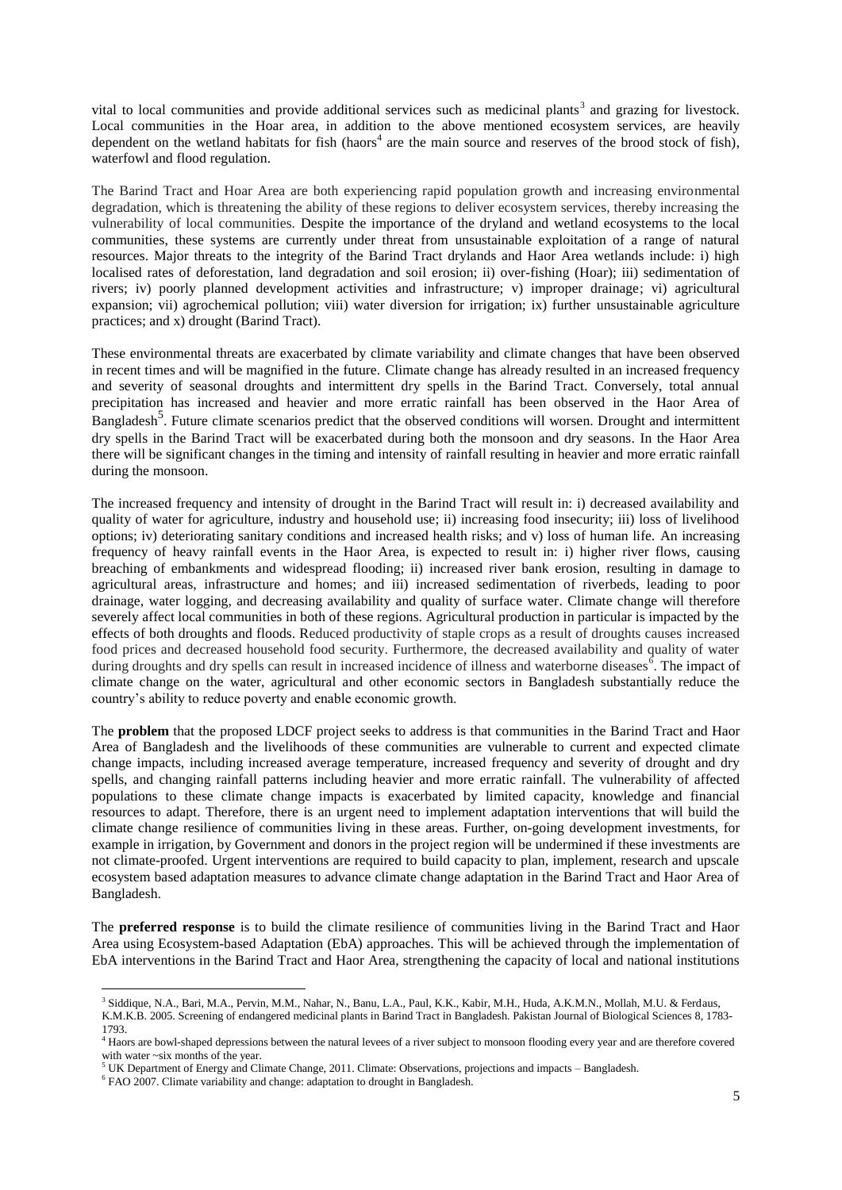vital to local communities and provide additional services such as medicinal plants[3] and grazing for livestock. Local communities in the Hoar area, in addition to the above mentioned ecosystem services, are heavily dependent on the wetland habitats for fish (haors[4] are the main source and reserves of the brood stock of fish), waterfowl and flood regulation.

The Barind Tract and Hoar Area are both experiencing rapid population growth and increasing environmental degradation, which is threatening the ability of these regions to deliver ecosystem services, thereby increasing the vulnerability of local communities. Despite the importance of the dryland and wetland ecosystems to the local communities, these systems are currently under threat from unsustainable exploitation of a range of natural resources. Major threats to the integrity of the Barind Tract drylands and Haor Area wetlands include: i) high localised rates of deforestation, land degradation and soil erosion; ii) over-fishing (Hoar); iii) sedimentation of rivers; iv) poorly planned development activities and infrastructure; v) improper drainage; vi) agricultural expansion; vii) agrochemical pollution; viii) water diversion for irrigation; ix) further unsustainable agriculture practices; and x) drought (Barind Tract).

These environmental threats are exacerbated by climate variability and climate changes that have been observed in recent times and will be magnified in the future. Climate change has already resulted in an increased frequency and severity of seasonal droughts and intermittent dry spells in the Barind Tract. Conversely, total annual precipitation has increased and heavier and more erratic rainfall has been observed in the Haor Area of Bangladesh[5]. Future climate scenarios predict that the observed conditions will worsen. Drought and intermittent dry spells in the Barind Tract will be exacerbated during both the monsoon and dry seasons. In the Haor Area there will be significant changes in the timing and intensity of rainfall resulting in heavier and more erratic rainfall during the monsoon.

The increased frequency and intensity of drought in the Barind Tract will result in: i) decreased availability and quality of water for agriculture, industry and household use; ii) increasing food insecurity; iii) loss of livelihood options; iv) deteriorating sanitary conditions and increased health risks; and v) loss of human life. An increasing frequency of heavy rainfall events in the Haor Area, is expected to result in: i) higher river flows, causing breaching of embankments and widespread flooding; ii) increased river bank erosion, resulting in damage to agricultural areas, infrastructure and homes; and iii) increased sedimentation of riverbeds, leading to poor drainage, water logging, and decreasing availability and quality of surface water. Climate change will therefore severely affect local communities in both of these regions. Agricultural production in particular is impacted by the effects of both droughts and floods. Reduced productivity of staple crops as a result of droughts causes increased food prices and decreased household food security. Furthermore, the decreased availability and quality of water during droughts and dry spells can result in increased incidence of illness and waterborne diseases[6]. The impact of climate change on the water, agricultural and other economic sectors in Bangladesh substantially reduce the country's ability to reduce poverty and enable economic growth.

The **problem** that the proposed LDCF project seeks to address is that communities in the Barind Tract and Haor Area of Bangladesh and the livelihoods of these communities are vulnerable to current and expected climate change impacts, including increased average temperature, increased frequency and severity of drought and dry spells, and changing rainfall patterns including heavier and more erratic rainfall. The vulnerability of affected populations to these climate change impacts is exacerbated by limited capacity, knowledge and financial resources to adapt. Therefore, there is an urgent need to implement adaptation interventions that will build the climate change resilience of communities living in these areas. Further, on-going development investments, for example in irrigation, by Government and donors in the project region will be undermined if these investments are not climate-proofed. Urgent interventions are required to build capacity to plan, implement, research and upscale ecosystem based adaptation measures to advance climate change adaptation in the Barind Tract and Haor Area of Bangladesh.

The **preferred response** is to build the climate resilience of communities living in the Barind Tract and Haor Area using Ecosystem-based Adaptation (EbA) approaches. This will be achieved through the implementation of EbA interventions in the Barind Tract and Haor Area, strengthening the capacity of local and national institutions

---

[3] Siddique, N.A., Bari, M.A., Pervin, M.M., Nahar, N., Banu, L.A., Paul, K.K., Kabir, M.H., Huda, A.K.M.N., Mollah, M.U. & Ferdaus, K.M.K.B. 2005. Screening of endangered medicinal plants in Barind Tract in Bangladesh. Pakistan Journal of Biological Sciences 8, 1783-1793.

[4] Haors are bowl-shaped depressions between the natural levees of a river subject to monsoon flooding every year and are therefore covered with water ~six months of the year.

[5] UK Department of Energy and Climate Change, 2011. Climate: Observations, projections and impacts – Bangladesh.

[6] FAO 2007. Climate variability and change: adaptation to drought in Bangladesh.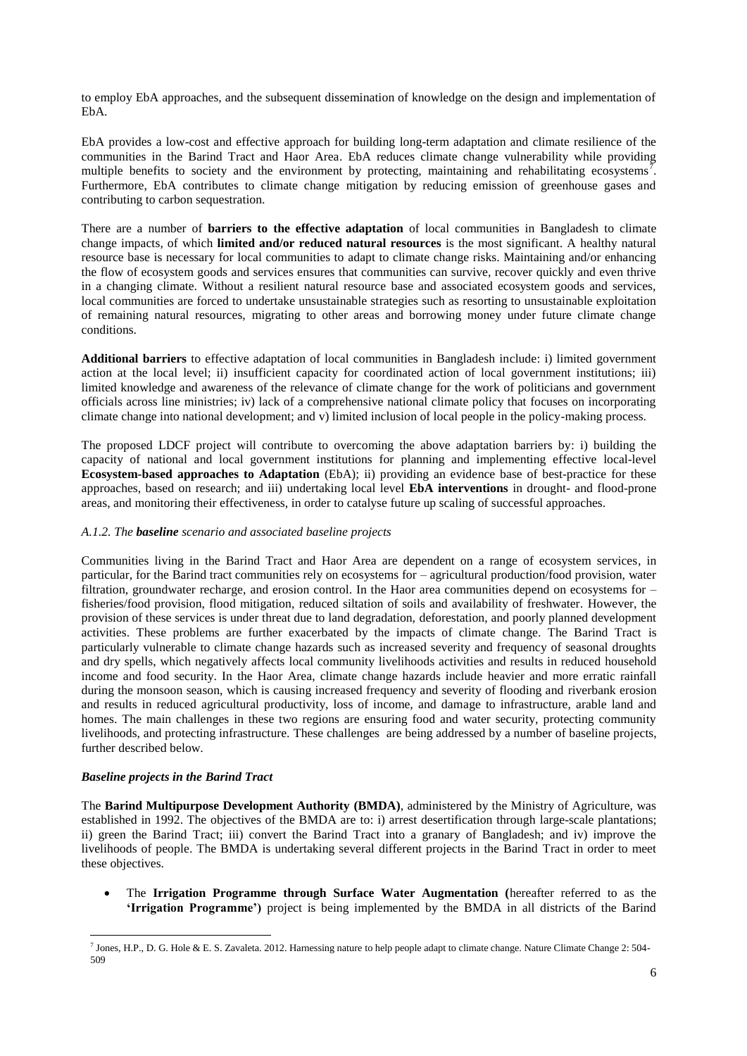to employ EbA approaches, and the subsequent dissemination of knowledge on the design and implementation of EbA.

EbA provides a low-cost and effective approach for building long-term adaptation and climate resilience of the communities in the Barind Tract and Haor Area. EbA reduces climate change vulnerability while providing multiple benefits to society and the environment by protecting, maintaining and rehabilitating ecosystems[7]. Furthermore, EbA contributes to climate change mitigation by reducing emission of greenhouse gases and contributing to carbon sequestration.

There are a number of **barriers to the effective adaptation** of local communities in Bangladesh to climate change impacts, of which **limited and/or reduced natural resources** is the most significant. A healthy natural resource base is necessary for local communities to adapt to climate change risks. Maintaining and/or enhancing the flow of ecosystem goods and services ensures that communities can survive, recover quickly and even thrive in a changing climate. Without a resilient natural resource base and associated ecosystem goods and services, local communities are forced to undertake unsustainable strategies such as resorting to unsustainable exploitation of remaining natural resources, migrating to other areas and borrowing money under future climate change conditions.

**Additional barriers** to effective adaptation of local communities in Bangladesh include: i) limited government action at the local level; ii) insufficient capacity for coordinated action of local government institutions; iii) limited knowledge and awareness of the relevance of climate change for the work of politicians and government officials across line ministries; iv) lack of a comprehensive national climate policy that focuses on incorporating climate change into national development; and v) limited inclusion of local people in the policy-making process.

The proposed LDCF project will contribute to overcoming the above adaptation barriers by: i) building the capacity of national and local government institutions for planning and implementing effective local-level **Ecosystem-based approaches to Adaptation** (EbA); ii) providing an evidence base of best-practice for these approaches, based on research; and iii) undertaking local level **EbA interventions** in drought- and flood-prone areas, and monitoring their effectiveness, in order to catalyse future up scaling of successful approaches.

*A.1.2. The **baseline** scenario and associated baseline projects*

Communities living in the Barind Tract and Haor Area are dependent on a range of ecosystem services, in particular, for the Barind tract communities rely on ecosystems for – agricultural production/food provision, water filtration, groundwater recharge, and erosion control. In the Haor area communities depend on ecosystems for – fisheries/food provision, flood mitigation, reduced siltation of soils and availability of freshwater. However, the provision of these services is under threat due to land degradation, deforestation, and poorly planned development activities. These problems are further exacerbated by the impacts of climate change. The Barind Tract is particularly vulnerable to climate change hazards such as increased severity and frequency of seasonal droughts and dry spells, which negatively affects local community livelihoods activities and results in reduced household income and food security. In the Haor Area, climate change hazards include heavier and more erratic rainfall during the monsoon season, which is causing increased frequency and severity of flooding and riverbank erosion and results in reduced agricultural productivity, loss of income, and damage to infrastructure, arable land and homes. The main challenges in these two regions are ensuring food and water security, protecting community livelihoods, and protecting infrastructure. These challenges are being addressed by a number of baseline projects, further described below.

***Baseline projects in the Barind Tract***

The **Barind Multipurpose Development Authority (BMDA)**, administered by the Ministry of Agriculture, was established in 1992. The objectives of the BMDA are to: i) arrest desertification through large-scale plantations; ii) green the Barind Tract; iii) convert the Barind Tract into a granary of Bangladesh; and iv) improve the livelihoods of people. The BMDA is undertaking several different projects in the Barind Tract in order to meet these objectives.

- The **Irrigation Programme through Surface Water Augmentation (**hereafter referred to as the **'Irrigation Programme')** project is being implemented by the BMDA in all districts of the Barind

[7] Jones, H.P., D. G. Hole & E. S. Zavaleta. 2012. Harnessing nature to help people adapt to climate change. Nature Climate Change 2: 504-509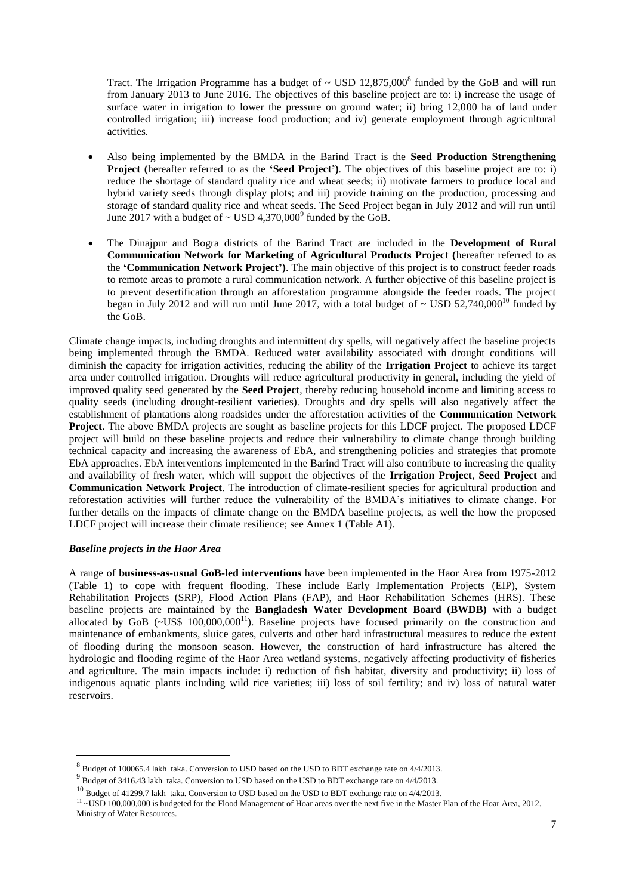Tract. The Irrigation Programme has a budget of ~ USD 12,875,000[8] funded by the GoB and will run from January 2013 to June 2016. The objectives of this baseline project are to: i) increase the usage of surface water in irrigation to lower the pressure on ground water; ii) bring 12,000 ha of land under controlled irrigation; iii) increase food production; and iv) generate employment through agricultural activities.

- Also being implemented by the BMDA in the Barind Tract is the **Seed Production Strengthening Project (**hereafter referred to as the **'Seed Project')**. The objectives of this baseline project are to: i) reduce the shortage of standard quality rice and wheat seeds; ii) motivate farmers to produce local and hybrid variety seeds through display plots; and iii) provide training on the production, processing and storage of standard quality rice and wheat seeds. The Seed Project began in July 2012 and will run until June 2017 with a budget of ~ USD 4,370,000[9] funded by the GoB.
- The Dinajpur and Bogra districts of the Barind Tract are included in the **Development of Rural Communication Network for Marketing of Agricultural Products Project (**hereafter referred to as the **'Communication Network Project')**. The main objective of this project is to construct feeder roads to remote areas to promote a rural communication network. A further objective of this baseline project is to prevent desertification through an afforestation programme alongside the feeder roads. The project began in July 2012 and will run until June 2017, with a total budget of ~ USD 52,740,000[10] funded by the GoB.

Climate change impacts, including droughts and intermittent dry spells, will negatively affect the baseline projects being implemented through the BMDA. Reduced water availability associated with drought conditions will diminish the capacity for irrigation activities, reducing the ability of the **Irrigation Project** to achieve its target area under controlled irrigation. Droughts will reduce agricultural productivity in general, including the yield of improved quality seed generated by the **Seed Project**, thereby reducing household income and limiting access to quality seeds (including drought-resilient varieties). Droughts and dry spells will also negatively affect the establishment of plantations along roadsides under the afforestation activities of the **Communication Network Project**. The above BMDA projects are sought as baseline projects for this LDCF project. The proposed LDCF project will build on these baseline projects and reduce their vulnerability to climate change through building technical capacity and increasing the awareness of EbA, and strengthening policies and strategies that promote EbA approaches. EbA interventions implemented in the Barind Tract will also contribute to increasing the quality and availability of fresh water, which will support the objectives of the **Irrigation Project**, **Seed Project** and **Communication Network Project**. The introduction of climate-resilient species for agricultural production and reforestation activities will further reduce the vulnerability of the BMDA's initiatives to climate change. For further details on the impacts of climate change on the BMDA baseline projects, as well the how the proposed LDCF project will increase their climate resilience; see Annex 1 (Table A1).

***Baseline projects in the Haor Area***

A range of **business-as-usual GoB-led interventions** have been implemented in the Haor Area from 1975-2012 (Table 1) to cope with frequent flooding. These include Early Implementation Projects (EIP), System Rehabilitation Projects (SRP), Flood Action Plans (FAP), and Haor Rehabilitation Schemes (HRS). These baseline projects are maintained by the **Bangladesh Water Development Board (BWDB)** with a budget allocated by GoB (~US$ 100,000,000[11]). Baseline projects have focused primarily on the construction and maintenance of embankments, sluice gates, culverts and other hard infrastructural measures to reduce the extent of flooding during the monsoon season. However, the construction of hard infrastructure has altered the hydrologic and flooding regime of the Haor Area wetland systems, negatively affecting productivity of fisheries and agriculture. The main impacts include: i) reduction of fish habitat, diversity and productivity; ii) loss of indigenous aquatic plants including wild rice varieties; iii) loss of soil fertility; and iv) loss of natural water reservoirs.

---

[8] Budget of 100065.4 lakh taka. Conversion to USD based on the USD to BDT exchange rate on 4/4/2013.

[9] Budget of 3416.43 lakh taka. Conversion to USD based on the USD to BDT exchange rate on 4/4/2013.

[10] Budget of 41299.7 lakh taka. Conversion to USD based on the USD to BDT exchange rate on 4/4/2013.

[11] ~USD 100,000,000 is budgeted for the Flood Management of Hoar areas over the next five in the Master Plan of the Hoar Area, 2012. Ministry of Water Resources.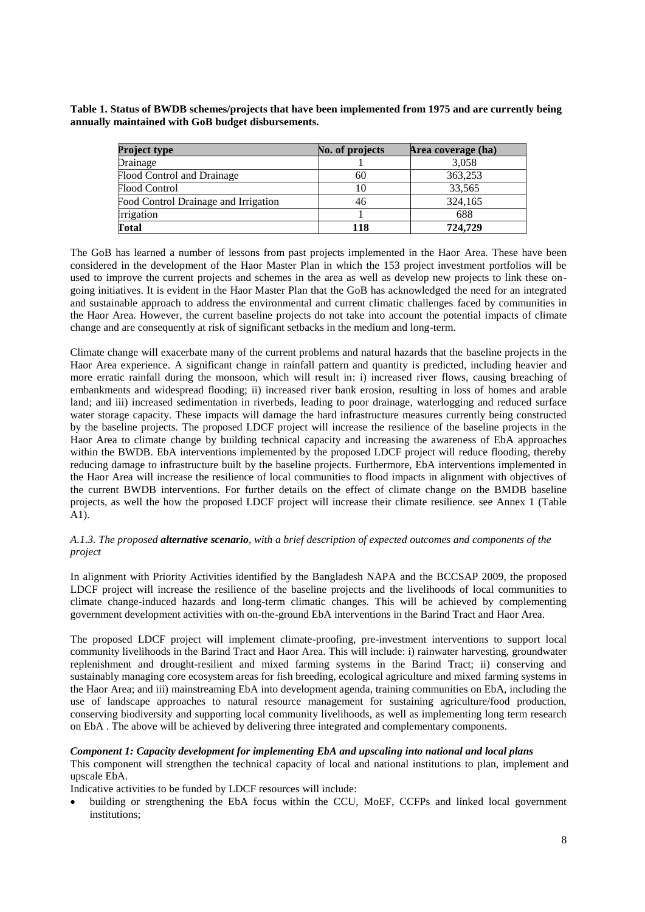**Table 1. Status of BWDB schemes/projects that have been implemented from 1975 and are currently being annually maintained with GoB budget disbursements.**

| Project type | No. of projects | Area coverage (ha) |
|---|---|---|
| Drainage | 1 | 3,058 |
| Flood Control and Drainage | 60 | 363,253 |
| Flood Control | 10 | 33,565 |
| Food Control Drainage and Irrigation | 46 | 324,165 |
| Irrigation | 1 | 688 |
| **Total** | **118** | **724,729** |

The GoB has learned a number of lessons from past projects implemented in the Haor Area. These have been considered in the development of the Haor Master Plan in which the 153 project investment portfolios will be used to improve the current projects and schemes in the area as well as develop new projects to link these on-going initiatives. It is evident in the Haor Master Plan that the GoB has acknowledged the need for an integrated and sustainable approach to address the environmental and current climatic challenges faced by communities in the Haor Area. However, the current baseline projects do not take into account the potential impacts of climate change and are consequently at risk of significant setbacks in the medium and long-term.

Climate change will exacerbate many of the current problems and natural hazards that the baseline projects in the Haor Area experience. A significant change in rainfall pattern and quantity is predicted, including heavier and more erratic rainfall during the monsoon, which will result in: i) increased river flows, causing breaching of embankments and widespread flooding; ii) increased river bank erosion, resulting in loss of homes and arable land; and iii) increased sedimentation in riverbeds, leading to poor drainage, waterlogging and reduced surface water storage capacity. These impacts will damage the hard infrastructure measures currently being constructed by the baseline projects. The proposed LDCF project will increase the resilience of the baseline projects in the Haor Area to climate change by building technical capacity and increasing the awareness of EbA approaches within the BWDB. EbA interventions implemented by the proposed LDCF project will reduce flooding, thereby reducing damage to infrastructure built by the baseline projects. Furthermore, EbA interventions implemented in the Haor Area will increase the resilience of local communities to flood impacts in alignment with objectives of the current BWDB interventions. For further details on the effect of climate change on the BMDB baseline projects, as well the how the proposed LDCF project will increase their climate resilience. see Annex 1 (Table A1).

*A.1.3. The proposed **alternative scenario**, with a brief description of expected outcomes and components of the project*

In alignment with Priority Activities identified by the Bangladesh NAPA and the BCCSAP 2009, the proposed LDCF project will increase the resilience of the baseline projects and the livelihoods of local communities to climate change-induced hazards and long-term climatic changes. This will be achieved by complementing government development activities with on-the-ground EbA interventions in the Barind Tract and Haor Area.

The proposed LDCF project will implement climate-proofing, pre-investment interventions to support local community livelihoods in the Barind Tract and Haor Area. This will include: i) rainwater harvesting, groundwater replenishment and drought-resilient and mixed farming systems in the Barind Tract; ii) conserving and sustainably managing core ecosystem areas for fish breeding, ecological agriculture and mixed farming systems in the Haor Area; and iii) mainstreaming EbA into development agenda, training communities on EbA, including the use of landscape approaches to natural resource management for sustaining agriculture/food production, conserving biodiversity and supporting local community livelihoods, as well as implementing long term research on EbA . The above will be achieved by delivering three integrated and complementary components.

***Component 1: Capacity development for implementing EbA and upscaling into national and local plans***

This component will strengthen the technical capacity of local and national institutions to plan, implement and upscale EbA.

Indicative activities to be funded by LDCF resources will include:

- building or strengthening the EbA focus within the CCU, MoEF, CCFPs and linked local government institutions;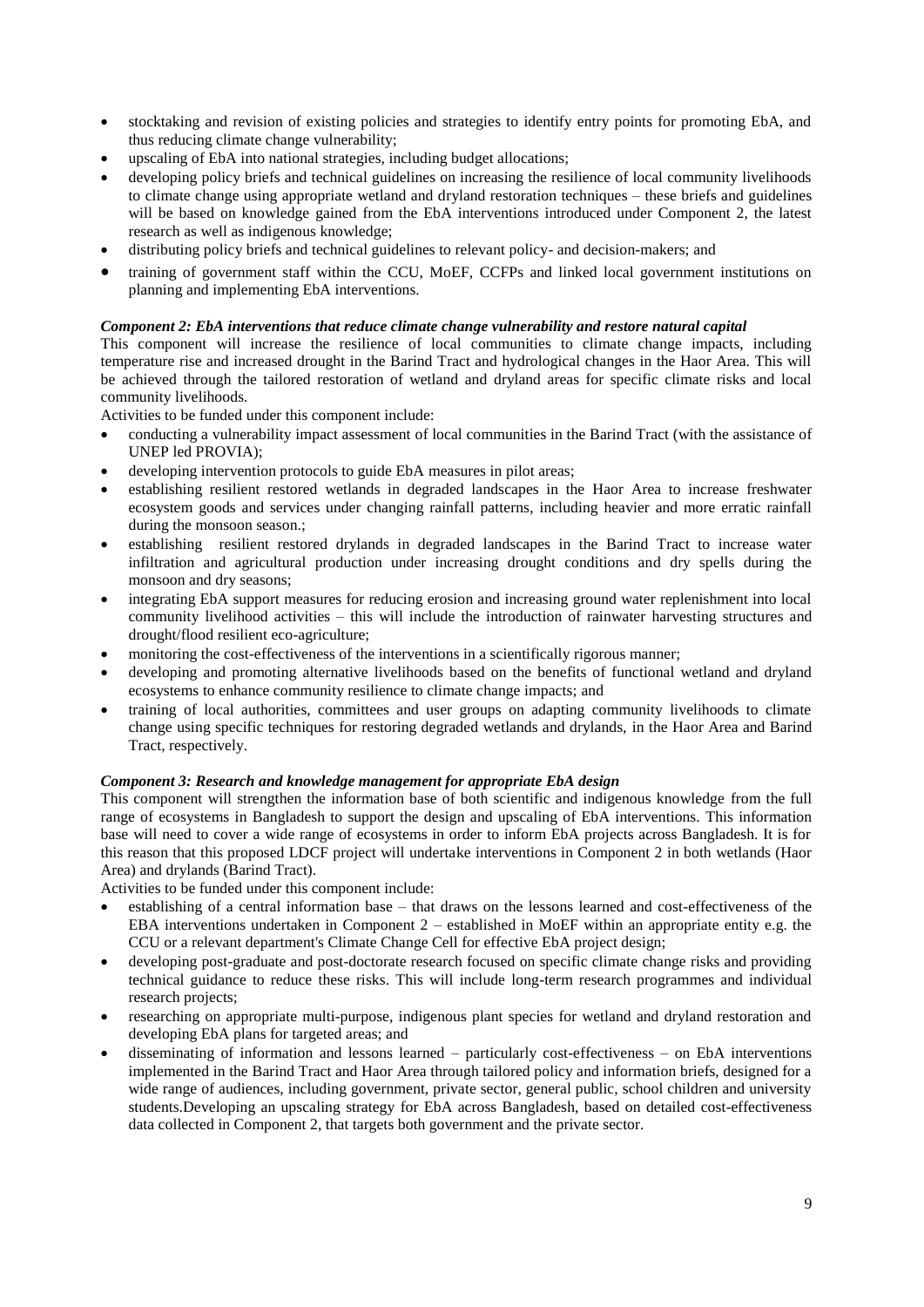- stocktaking and revision of existing policies and strategies to identify entry points for promoting EbA, and thus reducing climate change vulnerability;
- upscaling of EbA into national strategies, including budget allocations;
- developing policy briefs and technical guidelines on increasing the resilience of local community livelihoods to climate change using appropriate wetland and dryland restoration techniques – these briefs and guidelines will be based on knowledge gained from the EbA interventions introduced under Component 2, the latest research as well as indigenous knowledge;
- distributing policy briefs and technical guidelines to relevant policy- and decision-makers; and
- training of government staff within the CCU, MoEF, CCFPs and linked local government institutions on planning and implementing EbA interventions.

***Component 2: EbA interventions that reduce climate change vulnerability and restore natural capital***

This component will increase the resilience of local communities to climate change impacts, including temperature rise and increased drought in the Barind Tract and hydrological changes in the Haor Area. This will be achieved through the tailored restoration of wetland and dryland areas for specific climate risks and local community livelihoods.

Activities to be funded under this component include:

- conducting a vulnerability impact assessment of local communities in the Barind Tract (with the assistance of UNEP led PROVIA);
- developing intervention protocols to guide EbA measures in pilot areas;
- establishing resilient restored wetlands in degraded landscapes in the Haor Area to increase freshwater ecosystem goods and services under changing rainfall patterns, including heavier and more erratic rainfall during the monsoon season.;
- establishing resilient restored drylands in degraded landscapes in the Barind Tract to increase water infiltration and agricultural production under increasing drought conditions and dry spells during the monsoon and dry seasons;
- integrating EbA support measures for reducing erosion and increasing ground water replenishment into local community livelihood activities – this will include the introduction of rainwater harvesting structures and drought/flood resilient eco-agriculture;
- monitoring the cost-effectiveness of the interventions in a scientifically rigorous manner;
- developing and promoting alternative livelihoods based on the benefits of functional wetland and dryland ecosystems to enhance community resilience to climate change impacts; and
- training of local authorities, committees and user groups on adapting community livelihoods to climate change using specific techniques for restoring degraded wetlands and drylands, in the Haor Area and Barind Tract, respectively.

***Component 3: Research and knowledge management for appropriate EbA design***

This component will strengthen the information base of both scientific and indigenous knowledge from the full range of ecosystems in Bangladesh to support the design and upscaling of EbA interventions. This information base will need to cover a wide range of ecosystems in order to inform EbA projects across Bangladesh. It is for this reason that this proposed LDCF project will undertake interventions in Component 2 in both wetlands (Haor Area) and drylands (Barind Tract).

Activities to be funded under this component include:

- establishing of a central information base – that draws on the lessons learned and cost-effectiveness of the EBA interventions undertaken in Component 2 – established in MoEF within an appropriate entity e.g. the CCU or a relevant department's Climate Change Cell for effective EbA project design;
- developing post-graduate and post-doctorate research focused on specific climate change risks and providing technical guidance to reduce these risks. This will include long-term research programmes and individual research projects;
- researching on appropriate multi-purpose, indigenous plant species for wetland and dryland restoration and developing EbA plans for targeted areas; and
- disseminating of information and lessons learned – particularly cost-effectiveness – on EbA interventions implemented in the Barind Tract and Haor Area through tailored policy and information briefs, designed for a wide range of audiences, including government, private sector, general public, school children and university students.Developing an upscaling strategy for EbA across Bangladesh, based on detailed cost-effectiveness data collected in Component 2, that targets both government and the private sector.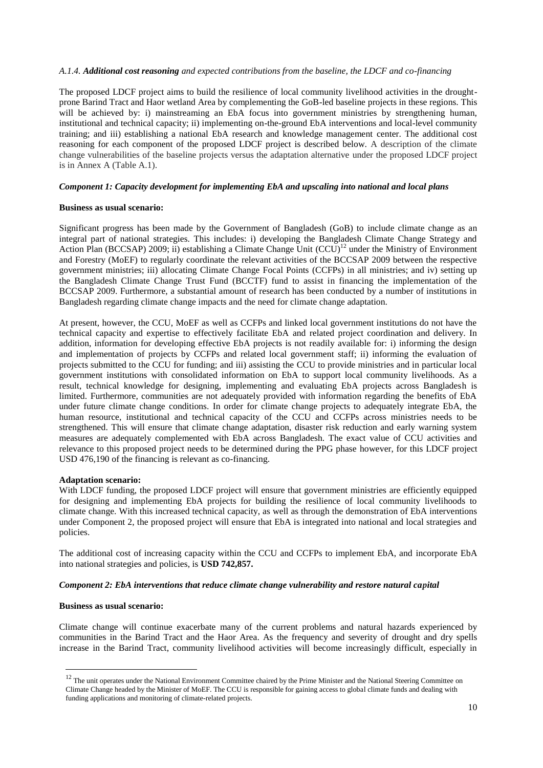*A.1.4. **Additional cost reasoning** and expected contributions from the baseline, the LDCF and co-financing*

The proposed LDCF project aims to build the resilience of local community livelihood activities in the drought-prone Barind Tract and Haor wetland Area by complementing the GoB-led baseline projects in these regions. This will be achieved by: i) mainstreaming an EbA focus into government ministries by strengthening human, institutional and technical capacity; ii) implementing on-the-ground EbA interventions and local-level community training; and iii) establishing a national EbA research and knowledge management center. The additional cost reasoning for each component of the proposed LDCF project is described below. A description of the climate change vulnerabilities of the baseline projects versus the adaptation alternative under the proposed LDCF project is in Annex A (Table A.1).

***Component 1: Capacity development for implementing EbA and upscaling into national and local plans***

**Business as usual scenario:**

Significant progress has been made by the Government of Bangladesh (GoB) to include climate change as an integral part of national strategies. This includes: i) developing the Bangladesh Climate Change Strategy and Action Plan (BCCSAP) 2009; ii) establishing a Climate Change Unit (CCU)[12] under the Ministry of Environment and Forestry (MoEF) to regularly coordinate the relevant activities of the BCCSAP 2009 between the respective government ministries; iii) allocating Climate Change Focal Points (CCFPs) in all ministries; and iv) setting up the Bangladesh Climate Change Trust Fund (BCCTF) fund to assist in financing the implementation of the BCCSAP 2009. Furthermore, a substantial amount of research has been conducted by a number of institutions in Bangladesh regarding climate change impacts and the need for climate change adaptation.

At present, however, the CCU, MoEF as well as CCFPs and linked local government institutions do not have the technical capacity and expertise to effectively facilitate EbA and related project coordination and delivery. In addition, information for developing effective EbA projects is not readily available for: i) informing the design and implementation of projects by CCFPs and related local government staff; ii) informing the evaluation of projects submitted to the CCU for funding; and iii) assisting the CCU to provide ministries and in particular local government institutions with consolidated information on EbA to support local community livelihoods. As a result, technical knowledge for designing, implementing and evaluating EbA projects across Bangladesh is limited. Furthermore, communities are not adequately provided with information regarding the benefits of EbA under future climate change conditions. In order for climate change projects to adequately integrate EbA, the human resource, institutional and technical capacity of the CCU and CCFPs across ministries needs to be strengthened. This will ensure that climate change adaptation, disaster risk reduction and early warning system measures are adequately complemented with EbA across Bangladesh. The exact value of CCU activities and relevance to this proposed project needs to be determined during the PPG phase however, for this LDCF project USD 476,190 of the financing is relevant as co-financing.

**Adaptation scenario:**

With LDCF funding, the proposed LDCF project will ensure that government ministries are efficiently equipped for designing and implementing EbA projects for building the resilience of local community livelihoods to climate change. With this increased technical capacity, as well as through the demonstration of EbA interventions under Component 2, the proposed project will ensure that EbA is integrated into national and local strategies and policies.

The additional cost of increasing capacity within the CCU and CCFPs to implement EbA, and incorporate EbA into national strategies and policies, is **USD 742,857.**

***Component 2: EbA interventions that reduce climate change vulnerability and restore natural capital***

**Business as usual scenario:**

Climate change will continue exacerbate many of the current problems and natural hazards experienced by communities in the Barind Tract and the Haor Area. As the frequency and severity of drought and dry spells increase in the Barind Tract, community livelihood activities will become increasingly difficult, especially in

[12] The unit operates under the National Environment Committee chaired by the Prime Minister and the National Steering Committee on Climate Change headed by the Minister of MoEF. The CCU is responsible for gaining access to global climate funds and dealing with funding applications and monitoring of climate-related projects.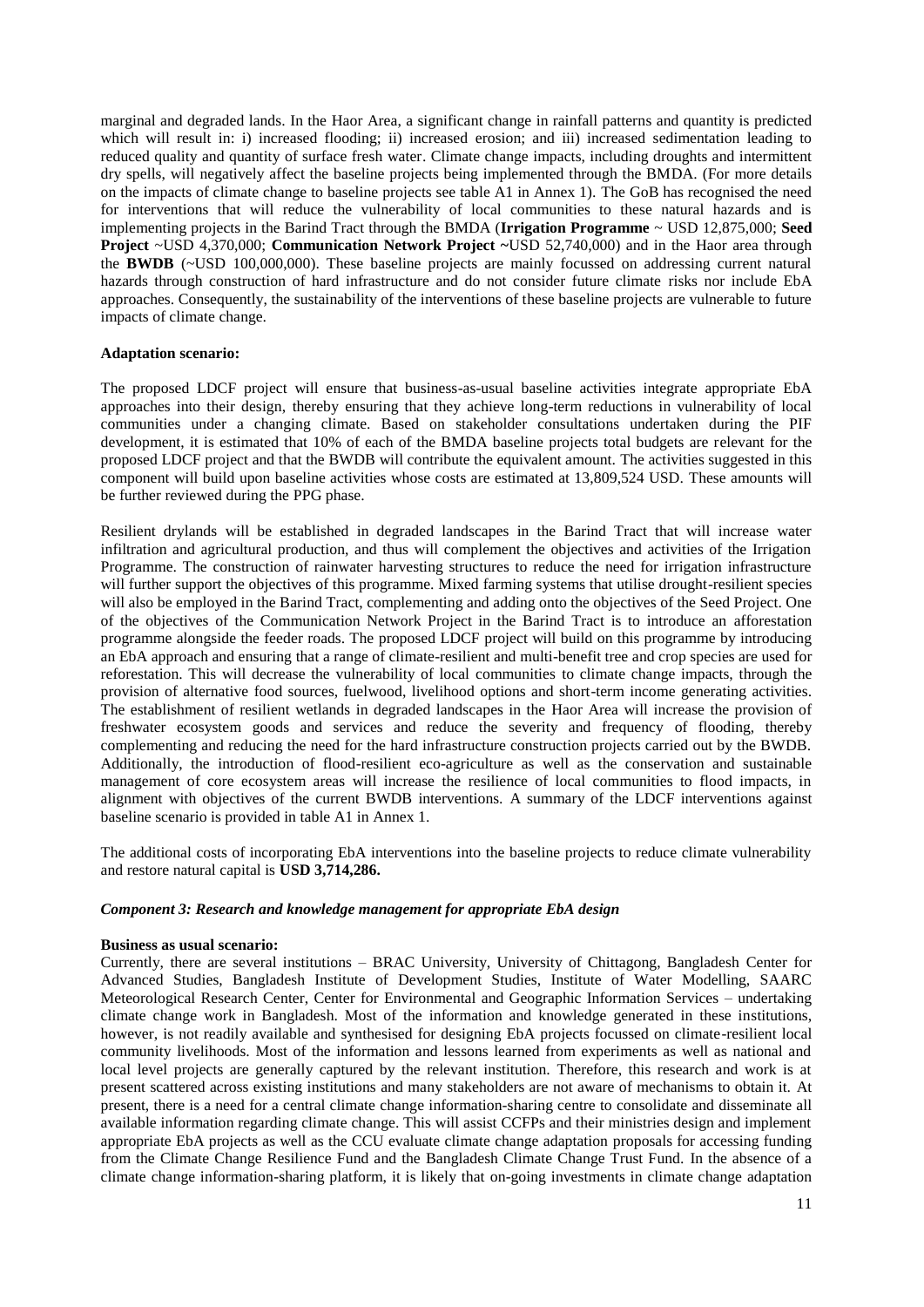marginal and degraded lands. In the Haor Area, a significant change in rainfall patterns and quantity is predicted which will result in: i) increased flooding; ii) increased erosion; and iii) increased sedimentation leading to reduced quality and quantity of surface fresh water. Climate change impacts, including droughts and intermittent dry spells, will negatively affect the baseline projects being implemented through the BMDA. (For more details on the impacts of climate change to baseline projects see table A1 in Annex 1). The GoB has recognised the need for interventions that will reduce the vulnerability of local communities to these natural hazards and is implementing projects in the Barind Tract through the BMDA (**Irrigation Programme** ~ USD 12,875,000; **Seed Project** ~USD 4,370,000; **Communication Network Project ~**USD 52,740,000) and in the Haor area through the **BWDB** (~USD 100,000,000). These baseline projects are mainly focussed on addressing current natural hazards through construction of hard infrastructure and do not consider future climate risks nor include EbA approaches. Consequently, the sustainability of the interventions of these baseline projects are vulnerable to future impacts of climate change.

**Adaptation scenario:**

The proposed LDCF project will ensure that business-as-usual baseline activities integrate appropriate EbA approaches into their design, thereby ensuring that they achieve long-term reductions in vulnerability of local communities under a changing climate. Based on stakeholder consultations undertaken during the PIF development, it is estimated that 10% of each of the BMDA baseline projects total budgets are relevant for the proposed LDCF project and that the BWDB will contribute the equivalent amount. The activities suggested in this component will build upon baseline activities whose costs are estimated at 13,809,524 USD. These amounts will be further reviewed during the PPG phase.

Resilient drylands will be established in degraded landscapes in the Barind Tract that will increase water infiltration and agricultural production, and thus will complement the objectives and activities of the Irrigation Programme. The construction of rainwater harvesting structures to reduce the need for irrigation infrastructure will further support the objectives of this programme. Mixed farming systems that utilise drought-resilient species will also be employed in the Barind Tract, complementing and adding onto the objectives of the Seed Project. One of the objectives of the Communication Network Project in the Barind Tract is to introduce an afforestation programme alongside the feeder roads. The proposed LDCF project will build on this programme by introducing an EbA approach and ensuring that a range of climate-resilient and multi-benefit tree and crop species are used for reforestation. This will decrease the vulnerability of local communities to climate change impacts, through the provision of alternative food sources, fuelwood, livelihood options and short-term income generating activities. The establishment of resilient wetlands in degraded landscapes in the Haor Area will increase the provision of freshwater ecosystem goods and services and reduce the severity and frequency of flooding, thereby complementing and reducing the need for the hard infrastructure construction projects carried out by the BWDB. Additionally, the introduction of flood-resilient eco-agriculture as well as the conservation and sustainable management of core ecosystem areas will increase the resilience of local communities to flood impacts, in alignment with objectives of the current BWDB interventions. A summary of the LDCF interventions against baseline scenario is provided in table A1 in Annex 1.

The additional costs of incorporating EbA interventions into the baseline projects to reduce climate vulnerability and restore natural capital is **USD 3,714,286.**

***Component 3: Research and knowledge management for appropriate EbA design***

**Business as usual scenario:**

Currently, there are several institutions – BRAC University, University of Chittagong, Bangladesh Center for Advanced Studies, Bangladesh Institute of Development Studies, Institute of Water Modelling, SAARC Meteorological Research Center, Center for Environmental and Geographic Information Services – undertaking climate change work in Bangladesh. Most of the information and knowledge generated in these institutions, however, is not readily available and synthesised for designing EbA projects focussed on climate-resilient local community livelihoods. Most of the information and lessons learned from experiments as well as national and local level projects are generally captured by the relevant institution. Therefore, this research and work is at present scattered across existing institutions and many stakeholders are not aware of mechanisms to obtain it. At present, there is a need for a central climate change information-sharing centre to consolidate and disseminate all available information regarding climate change. This will assist CCFPs and their ministries design and implement appropriate EbA projects as well as the CCU evaluate climate change adaptation proposals for accessing funding from the Climate Change Resilience Fund and the Bangladesh Climate Change Trust Fund. In the absence of a climate change information-sharing platform, it is likely that on-going investments in climate change adaptation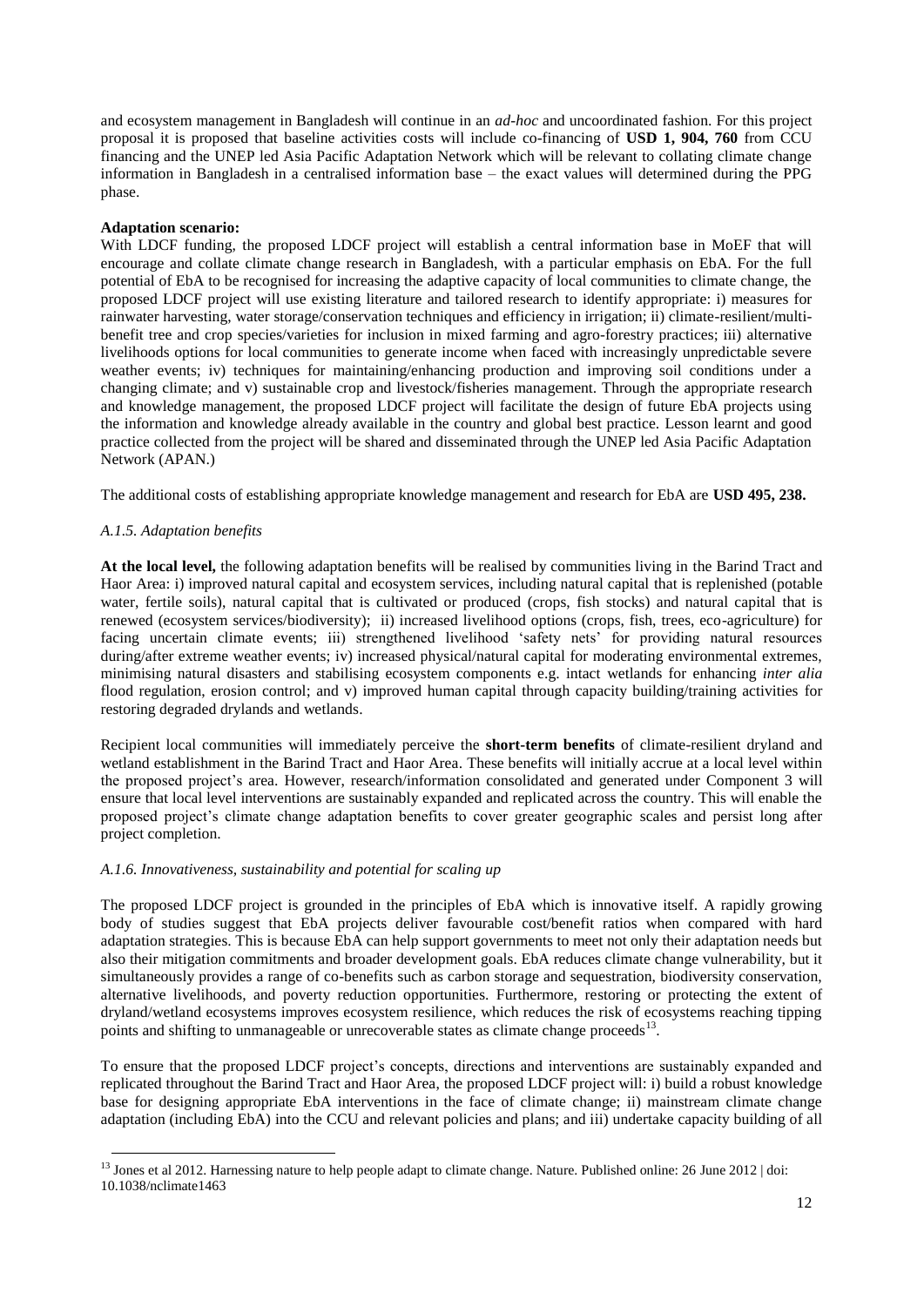and ecosystem management in Bangladesh will continue in an *ad-hoc* and uncoordinated fashion. For this project proposal it is proposed that baseline activities costs will include co-financing of **USD 1, 904, 760** from CCU financing and the UNEP led Asia Pacific Adaptation Network which will be relevant to collating climate change information in Bangladesh in a centralised information base – the exact values will determined during the PPG phase.

**Adaptation scenario:**

With LDCF funding, the proposed LDCF project will establish a central information base in MoEF that will encourage and collate climate change research in Bangladesh, with a particular emphasis on EbA. For the full potential of EbA to be recognised for increasing the adaptive capacity of local communities to climate change, the proposed LDCF project will use existing literature and tailored research to identify appropriate: i) measures for rainwater harvesting, water storage/conservation techniques and efficiency in irrigation; ii) climate-resilient/multi-benefit tree and crop species/varieties for inclusion in mixed farming and agro-forestry practices; iii) alternative livelihoods options for local communities to generate income when faced with increasingly unpredictable severe weather events; iv) techniques for maintaining/enhancing production and improving soil conditions under a changing climate; and v) sustainable crop and livestock/fisheries management. Through the appropriate research and knowledge management, the proposed LDCF project will facilitate the design of future EbA projects using the information and knowledge already available in the country and global best practice. Lesson learnt and good practice collected from the project will be shared and disseminated through the UNEP led Asia Pacific Adaptation Network (APAN.)

The additional costs of establishing appropriate knowledge management and research for EbA are **USD 495, 238.**

*A.1.5. Adaptation benefits*

**At the local level,** the following adaptation benefits will be realised by communities living in the Barind Tract and Haor Area: i) improved natural capital and ecosystem services, including natural capital that is replenished (potable water, fertile soils), natural capital that is cultivated or produced (crops, fish stocks) and natural capital that is renewed (ecosystem services/biodiversity); ii) increased livelihood options (crops, fish, trees, eco-agriculture) for facing uncertain climate events; iii) strengthened livelihood 'safety nets' for providing natural resources during/after extreme weather events; iv) increased physical/natural capital for moderating environmental extremes, minimising natural disasters and stabilising ecosystem components e.g. intact wetlands for enhancing *inter alia* flood regulation, erosion control; and v) improved human capital through capacity building/training activities for restoring degraded drylands and wetlands.

Recipient local communities will immediately perceive the **short-term benefits** of climate-resilient dryland and wetland establishment in the Barind Tract and Haor Area. These benefits will initially accrue at a local level within the proposed project's area. However, research/information consolidated and generated under Component 3 will ensure that local level interventions are sustainably expanded and replicated across the country. This will enable the proposed project's climate change adaptation benefits to cover greater geographic scales and persist long after project completion.

*A.1.6. Innovativeness, sustainability and potential for scaling up*

The proposed LDCF project is grounded in the principles of EbA which is innovative itself. A rapidly growing body of studies suggest that EbA projects deliver favourable cost/benefit ratios when compared with hard adaptation strategies. This is because EbA can help support governments to meet not only their adaptation needs but also their mitigation commitments and broader development goals. EbA reduces climate change vulnerability, but it simultaneously provides a range of co-benefits such as carbon storage and sequestration, biodiversity conservation, alternative livelihoods, and poverty reduction opportunities. Furthermore, restoring or protecting the extent of dryland/wetland ecosystems improves ecosystem resilience, which reduces the risk of ecosystems reaching tipping points and shifting to unmanageable or unrecoverable states as climate change proceeds[13].

To ensure that the proposed LDCF project's concepts, directions and interventions are sustainably expanded and replicated throughout the Barind Tract and Haor Area, the proposed LDCF project will: i) build a robust knowledge base for designing appropriate EbA interventions in the face of climate change; ii) mainstream climate change adaptation (including EbA) into the CCU and relevant policies and plans; and iii) undertake capacity building of all

[13] Jones et al 2012. Harnessing nature to help people adapt to climate change. Nature. Published online: 26 June 2012 | doi: 10.1038/nclimate1463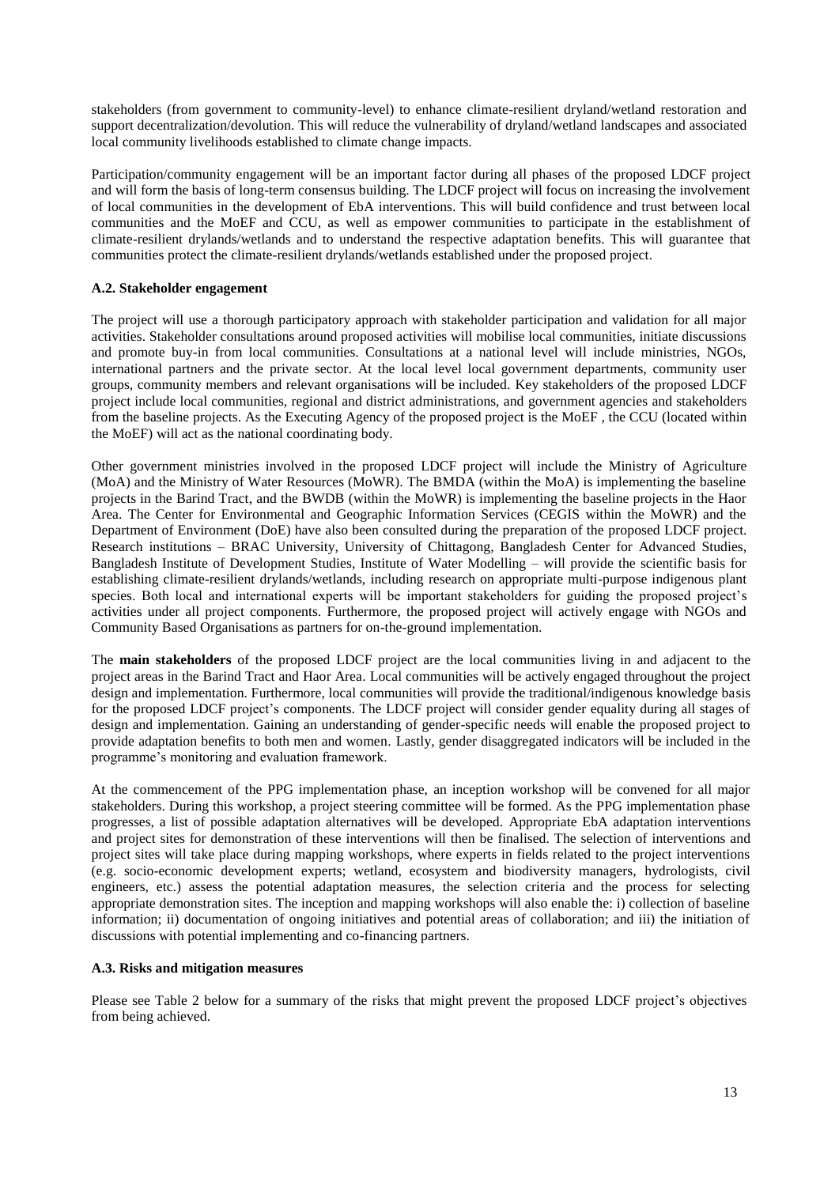stakeholders (from government to community-level) to enhance climate-resilient dryland/wetland restoration and support decentralization/devolution. This will reduce the vulnerability of dryland/wetland landscapes and associated local community livelihoods established to climate change impacts.

Participation/community engagement will be an important factor during all phases of the proposed LDCF project and will form the basis of long-term consensus building. The LDCF project will focus on increasing the involvement of local communities in the development of EbA interventions. This will build confidence and trust between local communities and the MoEF and CCU, as well as empower communities to participate in the establishment of climate-resilient drylands/wetlands and to understand the respective adaptation benefits. This will guarantee that communities protect the climate-resilient drylands/wetlands established under the proposed project.

### A.2. Stakeholder engagement

The project will use a thorough participatory approach with stakeholder participation and validation for all major activities. Stakeholder consultations around proposed activities will mobilise local communities, initiate discussions and promote buy-in from local communities. Consultations at a national level will include ministries, NGOs, international partners and the private sector. At the local level local government departments, community user groups, community members and relevant organisations will be included. Key stakeholders of the proposed LDCF project include local communities, regional and district administrations, and government agencies and stakeholders from the baseline projects. As the Executing Agency of the proposed project is the MoEF , the CCU (located within the MoEF) will act as the national coordinating body.

Other government ministries involved in the proposed LDCF project will include the Ministry of Agriculture (MoA) and the Ministry of Water Resources (MoWR). The BMDA (within the MoA) is implementing the baseline projects in the Barind Tract, and the BWDB (within the MoWR) is implementing the baseline projects in the Haor Area. The Center for Environmental and Geographic Information Services (CEGIS within the MoWR) and the Department of Environment (DoE) have also been consulted during the preparation of the proposed LDCF project. Research institutions – BRAC University, University of Chittagong, Bangladesh Center for Advanced Studies, Bangladesh Institute of Development Studies, Institute of Water Modelling – will provide the scientific basis for establishing climate-resilient drylands/wetlands, including research on appropriate multi-purpose indigenous plant species. Both local and international experts will be important stakeholders for guiding the proposed project's activities under all project components. Furthermore, the proposed project will actively engage with NGOs and Community Based Organisations as partners for on-the-ground implementation.

The **main stakeholders** of the proposed LDCF project are the local communities living in and adjacent to the project areas in the Barind Tract and Haor Area. Local communities will be actively engaged throughout the project design and implementation. Furthermore, local communities will provide the traditional/indigenous knowledge basis for the proposed LDCF project's components. The LDCF project will consider gender equality during all stages of design and implementation. Gaining an understanding of gender-specific needs will enable the proposed project to provide adaptation benefits to both men and women. Lastly, gender disaggregated indicators will be included in the programme's monitoring and evaluation framework.

At the commencement of the PPG implementation phase, an inception workshop will be convened for all major stakeholders. During this workshop, a project steering committee will be formed. As the PPG implementation phase progresses, a list of possible adaptation alternatives will be developed. Appropriate EbA adaptation interventions and project sites for demonstration of these interventions will then be finalised. The selection of interventions and project sites will take place during mapping workshops, where experts in fields related to the project interventions (e.g. socio-economic development experts; wetland, ecosystem and biodiversity managers, hydrologists, civil engineers, etc.) assess the potential adaptation measures, the selection criteria and the process for selecting appropriate demonstration sites. The inception and mapping workshops will also enable the: i) collection of baseline information; ii) documentation of ongoing initiatives and potential areas of collaboration; and iii) the initiation of discussions with potential implementing and co-financing partners.

### A.3. Risks and mitigation measures

Please see Table 2 below for a summary of the risks that might prevent the proposed LDCF project's objectives from being achieved.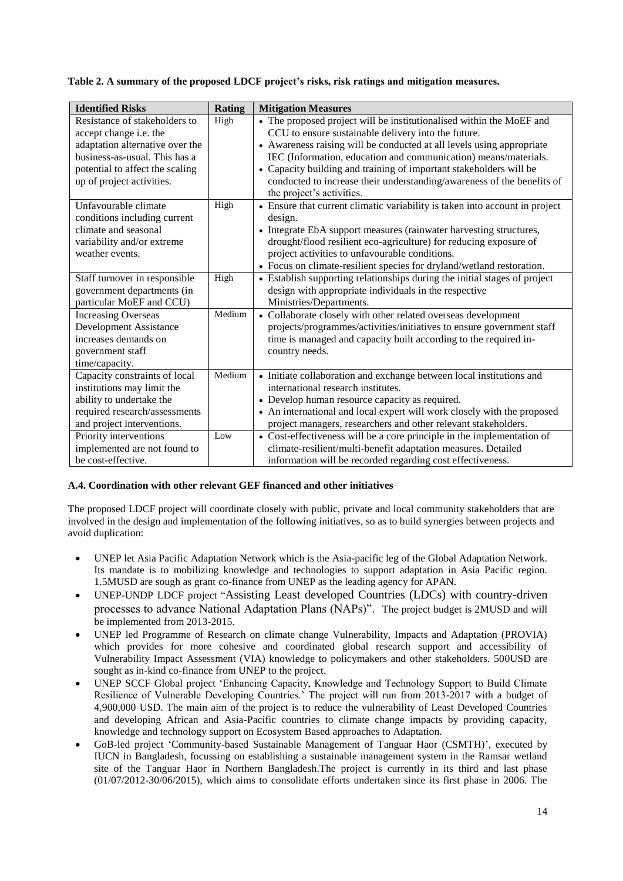**Table 2. A summary of the proposed LDCF project's risks, risk ratings and mitigation measures.**

| Identified Risks | Rating | Mitigation Measures |
|---|---|---|
| Resistance of stakeholders to accept change i.e. the adaptation alternative over the business-as-usual. This has a potential to affect the scaling up of project activities. | High | • The proposed project will be institutionalised within the MoEF and CCU to ensure sustainable delivery into the future.<br>• Awareness raising will be conducted at all levels using appropriate IEC (Information, education and communication) means/materials.<br>• Capacity building and training of important stakeholders will be conducted to increase their understanding/awareness of the benefits of the project's activities. |
| Unfavourable climate conditions including current climate and seasonal variability and/or extreme weather events. | High | • Ensure that current climatic variability is taken into account in project design.<br>• Integrate EbA support measures (rainwater harvesting structures, drought/flood resilient eco-agriculture) for reducing exposure of project activities to unfavourable conditions.<br>• Focus on climate-resilient species for dryland/wetland restoration. |
| Staff turnover in responsible government departments (in particular MoEF and CCU) | High | • Establish supporting relationships during the initial stages of project design with appropriate individuals in the respective Ministries/Departments. |
| Increasing Overseas Development Assistance increases demands on government staff time/capacity. | Medium | • Collaborate closely with other related overseas development projects/programmes/activities/initiatives to ensure government staff time is managed and capacity built according to the required in-country needs. |
| Capacity constraints of local institutions may limit the ability to undertake the required research/assessments and project interventions. | Medium | • Initiate collaboration and exchange between local institutions and international research institutes.<br>• Develop human resource capacity as required.<br>• An international and local expert will work closely with the proposed project managers, researchers and other relevant stakeholders. |
| Priority interventions implemented are not found to be cost-effective. | Low | • Cost-effectiveness will be a core principle in the implementation of climate-resilient/multi-benefit adaptation measures. Detailed information will be recorded regarding cost effectiveness. |

#### A.4. Coordination with other relevant GEF financed and other initiatives

The proposed LDCF project will coordinate closely with public, private and local community stakeholders that are involved in the design and implementation of the following initiatives, so as to build synergies between projects and avoid duplication:

- UNEP let Asia Pacific Adaptation Network which is the Asia-pacific leg of the Global Adaptation Network. Its mandate is to mobilizing knowledge and technologies to support adaptation in Asia Pacific region. 1.5MUSD are sough as grant co-finance from UNEP as the leading agency for APAN.
- UNEP-UNDP LDCF project "Assisting Least developed Countries (LDCs) with country-driven processes to advance National Adaptation Plans (NAPs)". The project budget is 2MUSD and will be implemented from 2013-2015.
- UNEP led Programme of Research on climate change Vulnerability, Impacts and Adaptation (PROVIA) which provides for more cohesive and coordinated global research support and accessibility of Vulnerability Impact Assessment (VIA) knowledge to policymakers and other stakeholders. 500USD are sought as in-kind co-finance from UNEP to the project.
- UNEP SCCF Global project 'Enhancing Capacity, Knowledge and Technology Support to Build Climate Resilience of Vulnerable Developing Countries.' The project will run from 2013-2017 with a budget of 4,900,000 USD. The main aim of the project is to reduce the vulnerability of Least Developed Countries and developing African and Asia-Pacific countries to climate change impacts by providing capacity, knowledge and technology support on Ecosystem Based approaches to Adaptation.
- GoB-led project 'Community-based Sustainable Management of Tanguar Haor (CSMTH)', executed by IUCN in Bangladesh, focussing on establishing a sustainable management system in the Ramsar wetland site of the Tanguar Haor in Northern Bangladesh.The project is currently in its third and last phase (01/07/2012-30/06/2015), which aims to consolidate efforts undertaken since its first phase in 2006. The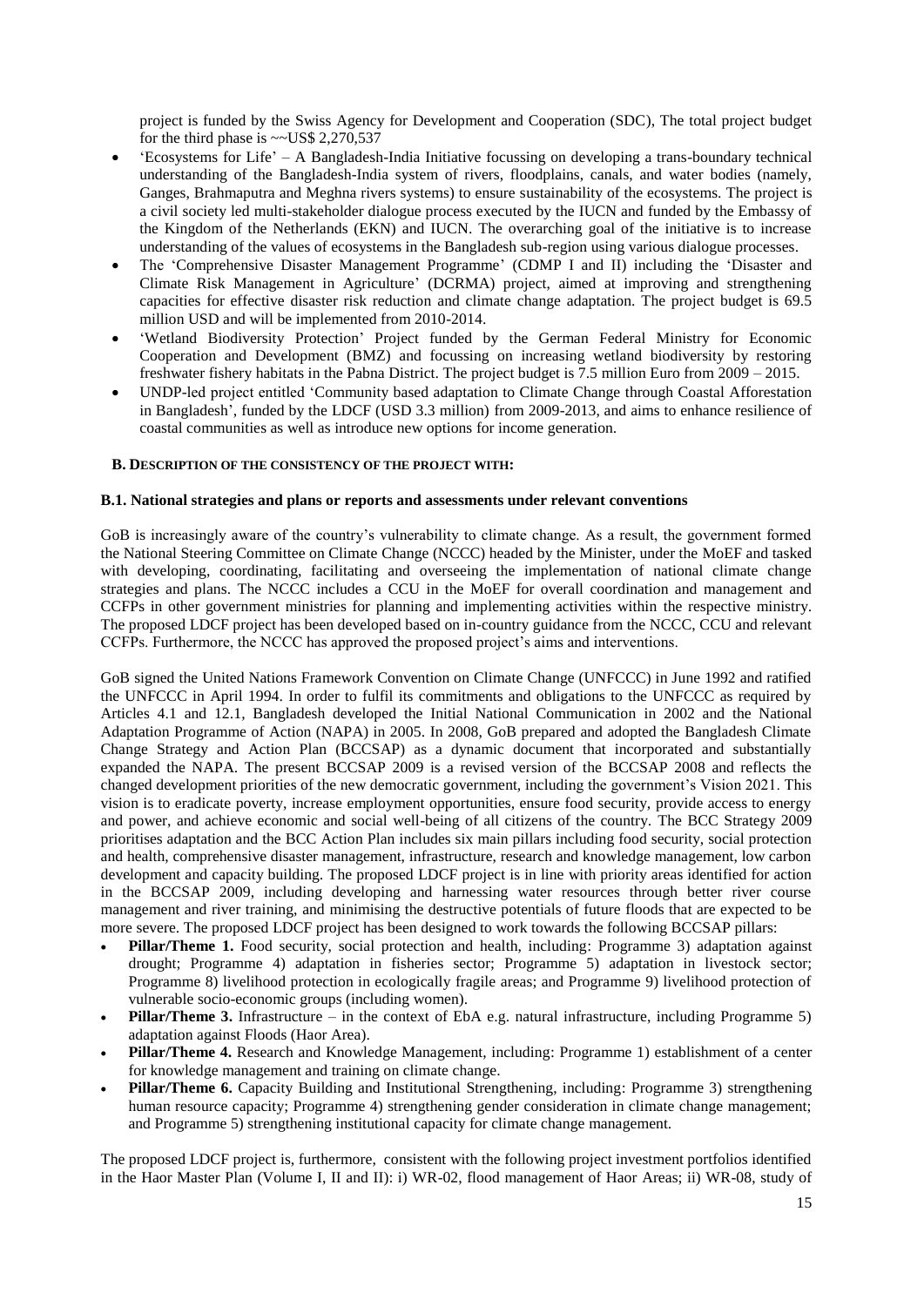project is funded by the Swiss Agency for Development and Cooperation (SDC), The total project budget for the third phase is ~~US$ 2,270,537

- 'Ecosystems for Life' – A Bangladesh-India Initiative focussing on developing a trans-boundary technical understanding of the Bangladesh-India system of rivers, floodplains, canals, and water bodies (namely, Ganges, Brahmaputra and Meghna rivers systems) to ensure sustainability of the ecosystems. The project is a civil society led multi-stakeholder dialogue process executed by the IUCN and funded by the Embassy of the Kingdom of the Netherlands (EKN) and IUCN. The overarching goal of the initiative is to increase understanding of the values of ecosystems in the Bangladesh sub-region using various dialogue processes.
- The 'Comprehensive Disaster Management Programme' (CDMP I and II) including the 'Disaster and Climate Risk Management in Agriculture' (DCRMA) project, aimed at improving and strengthening capacities for effective disaster risk reduction and climate change adaptation. The project budget is 69.5 million USD and will be implemented from 2010-2014.
- 'Wetland Biodiversity Protection' Project funded by the German Federal Ministry for Economic Cooperation and Development (BMZ) and focussing on increasing wetland biodiversity by restoring freshwater fishery habitats in the Pabna District. The project budget is 7.5 million Euro from 2009 – 2015.
- UNDP-led project entitled 'Community based adaptation to Climate Change through Coastal Afforestation in Bangladesh', funded by the LDCF (USD 3.3 million) from 2009-2013, and aims to enhance resilience of coastal communities as well as introduce new options for income generation.

## B. Description of the consistency of the project with:

### B.1. National strategies and plans or reports and assessments under relevant conventions

GoB is increasingly aware of the country's vulnerability to climate change. As a result, the government formed the National Steering Committee on Climate Change (NCCC) headed by the Minister, under the MoEF and tasked with developing, coordinating, facilitating and overseeing the implementation of national climate change strategies and plans. The NCCC includes a CCU in the MoEF for overall coordination and management and CCFPs in other government ministries for planning and implementing activities within the respective ministry. The proposed LDCF project has been developed based on in-country guidance from the NCCC, CCU and relevant CCFPs. Furthermore, the NCCC has approved the proposed project's aims and interventions.

GoB signed the United Nations Framework Convention on Climate Change (UNFCCC) in June 1992 and ratified the UNFCCC in April 1994. In order to fulfil its commitments and obligations to the UNFCCC as required by Articles 4.1 and 12.1, Bangladesh developed the Initial National Communication in 2002 and the National Adaptation Programme of Action (NAPA) in 2005. In 2008, GoB prepared and adopted the Bangladesh Climate Change Strategy and Action Plan (BCCSAP) as a dynamic document that incorporated and substantially expanded the NAPA. The present BCCSAP 2009 is a revised version of the BCCSAP 2008 and reflects the changed development priorities of the new democratic government, including the government's Vision 2021. This vision is to eradicate poverty, increase employment opportunities, ensure food security, provide access to energy and power, and achieve economic and social well-being of all citizens of the country. The BCC Strategy 2009 prioritises adaptation and the BCC Action Plan includes six main pillars including food security, social protection and health, comprehensive disaster management, infrastructure, research and knowledge management, low carbon development and capacity building. The proposed LDCF project is in line with priority areas identified for action in the BCCSAP 2009, including developing and harnessing water resources through better river course management and river training, and minimising the destructive potentials of future floods that are expected to be more severe. The proposed LDCF project has been designed to work towards the following BCCSAP pillars:

- **Pillar/Theme 1.** Food security, social protection and health, including: Programme 3) adaptation against drought; Programme 4) adaptation in fisheries sector; Programme 5) adaptation in livestock sector; Programme 8) livelihood protection in ecologically fragile areas; and Programme 9) livelihood protection of vulnerable socio-economic groups (including women).
- **Pillar/Theme 3.** Infrastructure – in the context of EbA e.g. natural infrastructure, including Programme 5) adaptation against Floods (Haor Area).
- **Pillar/Theme 4.** Research and Knowledge Management, including: Programme 1) establishment of a center for knowledge management and training on climate change.
- **Pillar/Theme 6.** Capacity Building and Institutional Strengthening, including: Programme 3) strengthening human resource capacity; Programme 4) strengthening gender consideration in climate change management; and Programme 5) strengthening institutional capacity for climate change management.

The proposed LDCF project is, furthermore, consistent with the following project investment portfolios identified in the Haor Master Plan (Volume I, II and II): i) WR-02, flood management of Haor Areas; ii) WR-08, study of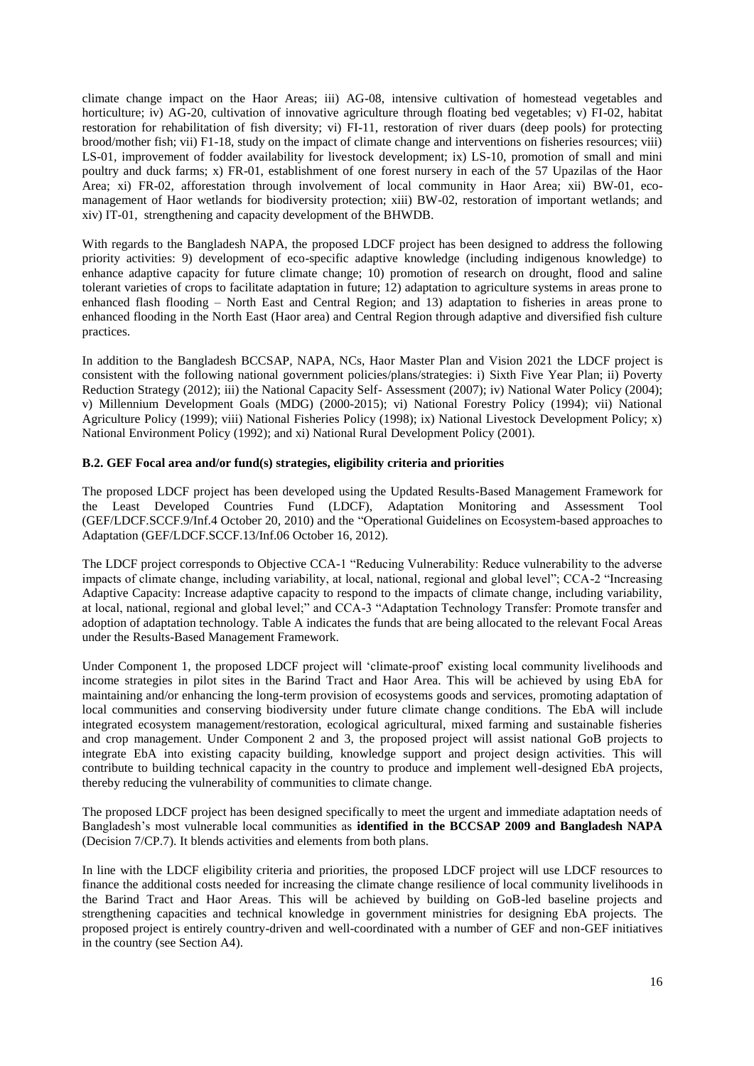climate change impact on the Haor Areas; iii) AG-08, intensive cultivation of homestead vegetables and horticulture; iv) AG-20, cultivation of innovative agriculture through floating bed vegetables; v) FI-02, habitat restoration for rehabilitation of fish diversity; vi) FI-11, restoration of river duars (deep pools) for protecting brood/mother fish; vii) F1-18, study on the impact of climate change and interventions on fisheries resources; viii) LS-01, improvement of fodder availability for livestock development; ix) LS-10, promotion of small and mini poultry and duck farms; x) FR-01, establishment of one forest nursery in each of the 57 Upazilas of the Haor Area; xi) FR-02, afforestation through involvement of local community in Haor Area; xii) BW-01, eco-management of Haor wetlands for biodiversity protection; xiii) BW-02, restoration of important wetlands; and xiv) IT-01, strengthening and capacity development of the BHWDB.

With regards to the Bangladesh NAPA, the proposed LDCF project has been designed to address the following priority activities: 9) development of eco-specific adaptive knowledge (including indigenous knowledge) to enhance adaptive capacity for future climate change; 10) promotion of research on drought, flood and saline tolerant varieties of crops to facilitate adaptation in future; 12) adaptation to agriculture systems in areas prone to enhanced flash flooding – North East and Central Region; and 13) adaptation to fisheries in areas prone to enhanced flooding in the North East (Haor area) and Central Region through adaptive and diversified fish culture practices.

In addition to the Bangladesh BCCSAP, NAPA, NCs, Haor Master Plan and Vision 2021 the LDCF project is consistent with the following national government policies/plans/strategies: i) Sixth Five Year Plan; ii) Poverty Reduction Strategy (2012); iii) the National Capacity Self- Assessment (2007); iv) National Water Policy (2004); v) Millennium Development Goals (MDG) (2000-2015); vi) National Forestry Policy (1994); vii) National Agriculture Policy (1999); viii) National Fisheries Policy (1998); ix) National Livestock Development Policy; x) National Environment Policy (1992); and xi) National Rural Development Policy (2001).

**B.2. GEF Focal area and/or fund(s) strategies, eligibility criteria and priorities**

The proposed LDCF project has been developed using the Updated Results-Based Management Framework for the Least Developed Countries Fund (LDCF), Adaptation Monitoring and Assessment Tool (GEF/LDCF.SCCF.9/Inf.4 October 20, 2010) and the "Operational Guidelines on Ecosystem-based approaches to Adaptation (GEF/LDCF.SCCF.13/Inf.06 October 16, 2012).

The LDCF project corresponds to Objective CCA-1 "Reducing Vulnerability: Reduce vulnerability to the adverse impacts of climate change, including variability, at local, national, regional and global level"; CCA-2 "Increasing Adaptive Capacity: Increase adaptive capacity to respond to the impacts of climate change, including variability, at local, national, regional and global level;" and CCA-3 "Adaptation Technology Transfer: Promote transfer and adoption of adaptation technology. Table A indicates the funds that are being allocated to the relevant Focal Areas under the Results-Based Management Framework.

Under Component 1, the proposed LDCF project will 'climate-proof' existing local community livelihoods and income strategies in pilot sites in the Barind Tract and Haor Area. This will be achieved by using EbA for maintaining and/or enhancing the long-term provision of ecosystems goods and services, promoting adaptation of local communities and conserving biodiversity under future climate change conditions. The EbA will include integrated ecosystem management/restoration, ecological agricultural, mixed farming and sustainable fisheries and crop management. Under Component 2 and 3, the proposed project will assist national GoB projects to integrate EbA into existing capacity building, knowledge support and project design activities. This will contribute to building technical capacity in the country to produce and implement well-designed EbA projects, thereby reducing the vulnerability of communities to climate change.

The proposed LDCF project has been designed specifically to meet the urgent and immediate adaptation needs of Bangladesh's most vulnerable local communities as **identified in the BCCSAP 2009 and Bangladesh NAPA** (Decision 7/CP.7). It blends activities and elements from both plans.

In line with the LDCF eligibility criteria and priorities, the proposed LDCF project will use LDCF resources to finance the additional costs needed for increasing the climate change resilience of local community livelihoods in the Barind Tract and Haor Areas. This will be achieved by building on GoB-led baseline projects and strengthening capacities and technical knowledge in government ministries for designing EbA projects. The proposed project is entirely country-driven and well-coordinated with a number of GEF and non-GEF initiatives in the country (see Section A4).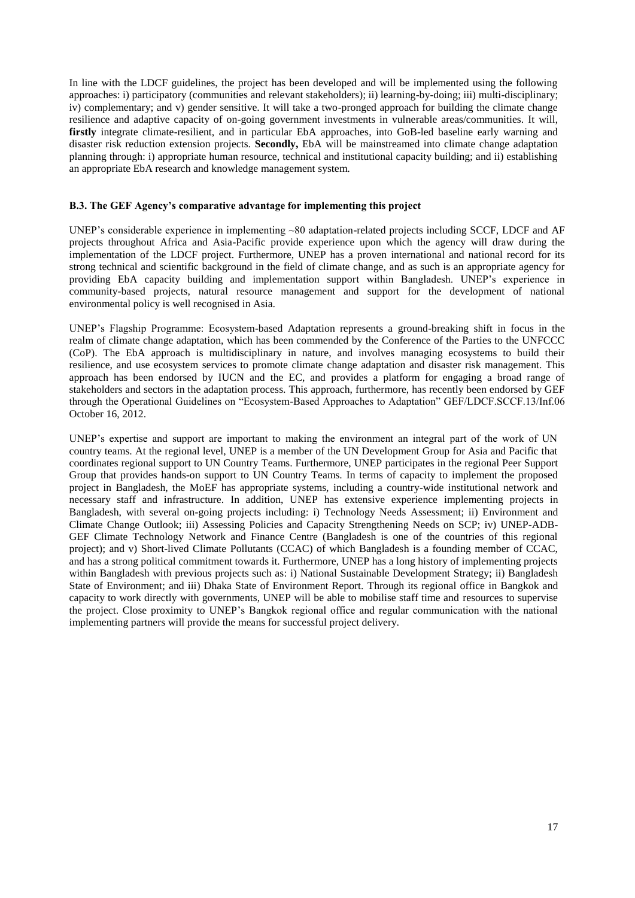In line with the LDCF guidelines, the project has been developed and will be implemented using the following approaches: i) participatory (communities and relevant stakeholders); ii) learning-by-doing; iii) multi-disciplinary; iv) complementary; and v) gender sensitive. It will take a two-pronged approach for building the climate change resilience and adaptive capacity of on-going government investments in vulnerable areas/communities. It will, **firstly** integrate climate-resilient, and in particular EbA approaches, into GoB-led baseline early warning and disaster risk reduction extension projects. **Secondly,** EbA will be mainstreamed into climate change adaptation planning through: i) appropriate human resource, technical and institutional capacity building; and ii) establishing an appropriate EbA research and knowledge management system.

### B.3. The GEF Agency's comparative advantage for implementing this project

UNEP's considerable experience in implementing ~80 adaptation-related projects including SCCF, LDCF and AF projects throughout Africa and Asia-Pacific provide experience upon which the agency will draw during the implementation of the LDCF project. Furthermore, UNEP has a proven international and national record for its strong technical and scientific background in the field of climate change, and as such is an appropriate agency for providing EbA capacity building and implementation support within Bangladesh. UNEP's experience in community-based projects, natural resource management and support for the development of national environmental policy is well recognised in Asia.

UNEP's Flagship Programme: Ecosystem-based Adaptation represents a ground-breaking shift in focus in the realm of climate change adaptation, which has been commended by the Conference of the Parties to the UNFCCC (CoP). The EbA approach is multidisciplinary in nature, and involves managing ecosystems to build their resilience, and use ecosystem services to promote climate change adaptation and disaster risk management. This approach has been endorsed by IUCN and the EC, and provides a platform for engaging a broad range of stakeholders and sectors in the adaptation process. This approach, furthermore, has recently been endorsed by GEF through the Operational Guidelines on "Ecosystem-Based Approaches to Adaptation" GEF/LDCF.SCCF.13/Inf.06 October 16, 2012.

UNEP's expertise and support are important to making the environment an integral part of the work of UN country teams. At the regional level, UNEP is a member of the UN Development Group for Asia and Pacific that coordinates regional support to UN Country Teams. Furthermore, UNEP participates in the regional Peer Support Group that provides hands-on support to UN Country Teams. In terms of capacity to implement the proposed project in Bangladesh, the MoEF has appropriate systems, including a country-wide institutional network and necessary staff and infrastructure. In addition, UNEP has extensive experience implementing projects in Bangladesh, with several on-going projects including: i) Technology Needs Assessment; ii) Environment and Climate Change Outlook; iii) Assessing Policies and Capacity Strengthening Needs on SCP; iv) UNEP-ADB-GEF Climate Technology Network and Finance Centre (Bangladesh is one of the countries of this regional project); and v) Short-lived Climate Pollutants (CCAC) of which Bangladesh is a founding member of CCAC, and has a strong political commitment towards it. Furthermore, UNEP has a long history of implementing projects within Bangladesh with previous projects such as: i) National Sustainable Development Strategy; ii) Bangladesh State of Environment; and iii) Dhaka State of Environment Report. Through its regional office in Bangkok and capacity to work directly with governments, UNEP will be able to mobilise staff time and resources to supervise the project. Close proximity to UNEP's Bangkok regional office and regular communication with the national implementing partners will provide the means for successful project delivery.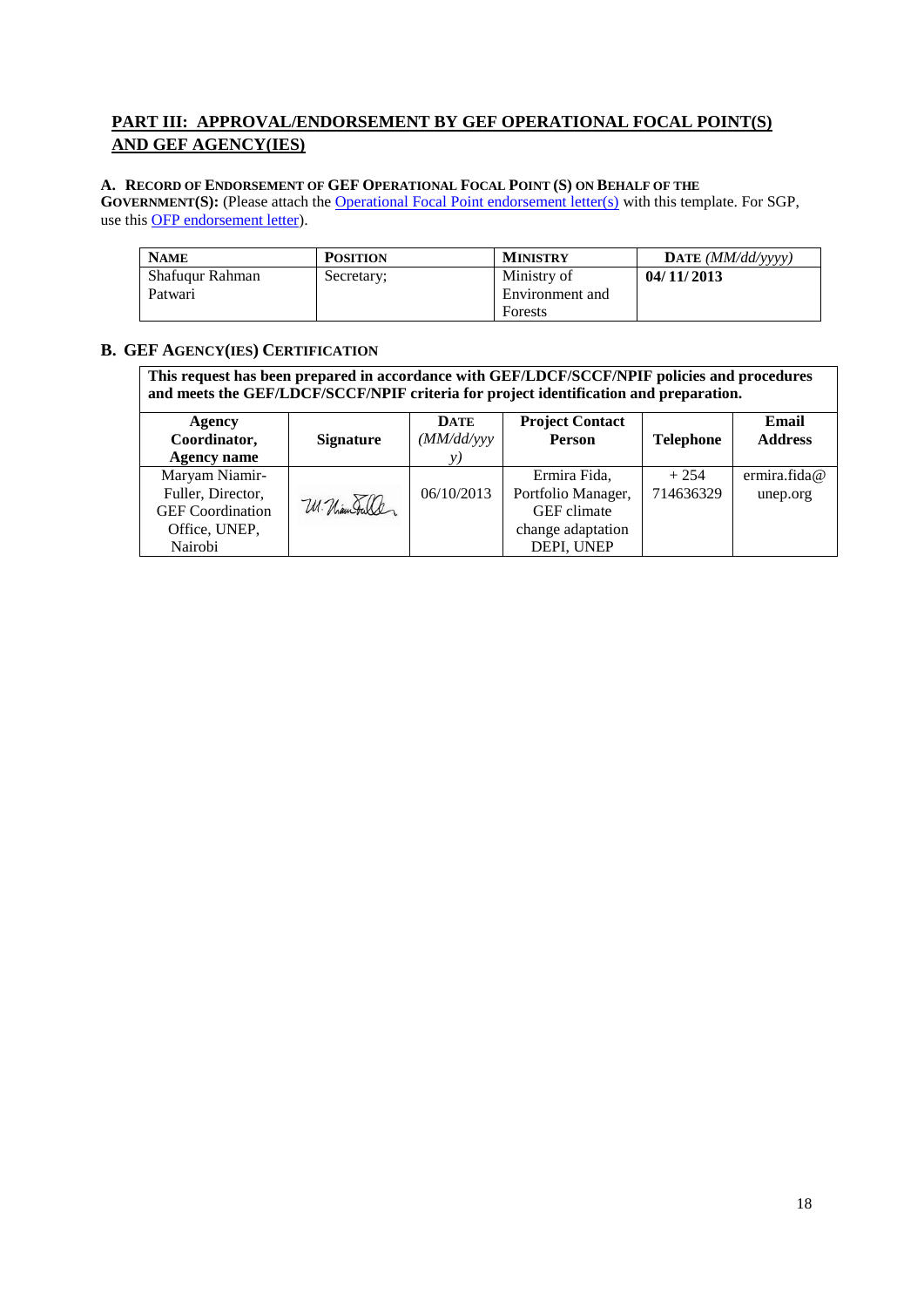## PART III: APPROVAL/ENDORSEMENT BY GEF OPERATIONAL FOCAL POINT(S) AND GEF AGENCY(IES)

**A. RECORD OF ENDORSEMENT OF GEF OPERATIONAL FOCAL POINT (S) ON BEHALF OF THE GOVERNMENT(S):** (Please attach the Operational Focal Point endorsement letter(s) with this template. For SGP, use this OFP endorsement letter).

| NAME | POSITION | MINISTRY | DATE *(MM/dd/yyyy)* |
|---|---|---|---|
| Shafuqur Rahman Patwari | Secretary; | Ministry of Environment and Forests | **04/ 11/ 2013** |

**B. GEF AGENCY(IES) CERTIFICATION**

**This request has been prepared in accordance with GEF/LDCF/SCCF/NPIF policies and procedures and meets the GEF/LDCF/SCCF/NPIF criteria for project identification and preparation.**

| Agency Coordinator, Agency name | Signature | DATE *(MM/dd/yyyy)* | Project Contact Person | Telephone | Email Address |
|---|---|---|---|---|---|
| Maryam Niamir-Fuller, Director, GEF Coordination Office, UNEP, Nairobi | M. Niamir-Fuller | 06/10/2013 | Ermira Fida, Portfolio Manager, GEF climate change adaptation DEPI, UNEP | + 254 714636329 | ermira.fida@unep.org |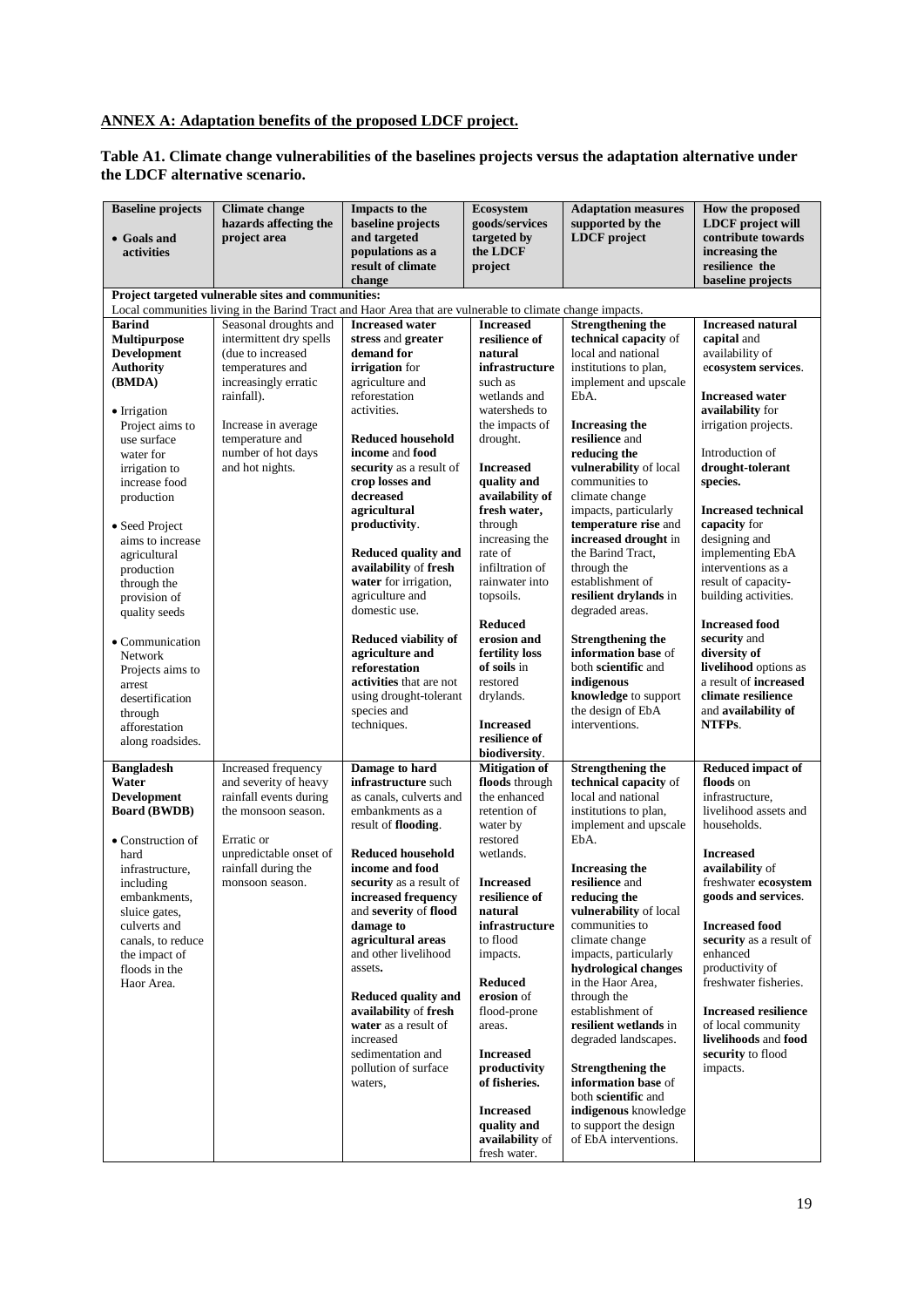**ANNEX A: Adaptation benefits of the proposed LDCF project.**

**Table A1. Climate change vulnerabilities of the baselines projects versus the adaptation alternative under the LDCF alternative scenario.**

| **Baseline projects**<br><br>• **Goals and activities** | **Climate change hazards affecting the project area** | **Impacts to the baseline projects and targeted populations as a result of climate change** | **Ecosystem goods/services targeted by the LDCF project** | **Adaptation measures supported by the LDCF project** | **How the proposed LDCF project will contribute towards increasing the resilience the baseline projects** |
|---|---|---|---|---|---|
| **Project targeted vulnerable sites and communities:**<br>Local communities living in the Barind Tract and Haor Area that are vulnerable to climate change impacts. | | | | | |
| **Barind Multipurpose Development Authority (BMDA)**<br><br>• Irrigation Project aims to use surface water for irrigation to increase food production<br><br>• Seed Project aims to increase agricultural production through the provision of quality seeds<br><br>• Communication Network Projects aims to arrest desertification through afforestation along roadsides. | Seasonal droughts and intermittent dry spells (due to increased temperatures and increasingly erratic rainfall).<br><br>Increase in average temperature and number of hot days and hot nights. | **Increased water stress** and **greater demand for irrigation** for agriculture and reforestation activities.<br><br>**Reduced household income** and **food security** as a result of **crop losses and decreased agricultural productivity**.<br><br>**Reduced quality and availability** of **fresh water** for irrigation, agriculture and domestic use.<br><br>**Reduced viability of agriculture and reforestation activities** that are not using drought-tolerant species and techniques. | **Increased resilience of natural infrastructure** such as wetlands and watersheds to the impacts of drought.<br><br>**Increased quality and availability of fresh water,** through increasing the rate of infiltration of rainwater into topsoils.<br><br>**Reduced erosion and fertility loss of soils** in restored drylands.<br><br>**Increased resilience of biodiversity**. | **Strengthening the technical capacity** of local and national institutions to plan, implement and upscale EbA.<br><br>**Increasing the resilience** and **reducing the vulnerability** of local communities to climate change impacts, particularly **temperature rise** and **increased drought** in the Barind Tract, through the establishment of **resilient drylands** in degraded areas.<br><br>**Strengthening the information base** of both **scientific** and **indigenous knowledge** to support the design of EbA interventions. | **Increased natural capital** and availability of e**cosystem services**.<br><br>**Increased water availability** for irrigation projects.<br><br>Introduction of **drought-tolerant species.**<br><br>**Increased technical capacity** for designing and implementing EbA interventions as a result of capacity-building activities.<br><br>**Increased food security** and **diversity of livelihood** options as a result of **increased climate resilience** and **availability of NTFPs**. |
| **Bangladesh Water Development Board (BWDB)**<br><br>• Construction of hard infrastructure, including embankments, sluice gates, culverts and canals, to reduce the impact of floods in the Haor Area. | Increased frequency and severity of heavy rainfall events during the monsoon season.<br><br>Erratic or unpredictable onset of rainfall during the monsoon season. | **Damage to hard infrastructure** such as canals, culverts and embankments as a result of **flooding**.<br><br>**Reduced household income and food security** as a result of **increased frequency** and **severity** of **flood damage to agricultural areas** and other livelihood assets**.**<br><br>**Reduced quality and availability** of **fresh water** as a result of increased sedimentation and pollution of surface waters, | **Mitigation of floods** through the enhanced retention of water by restored wetlands.<br><br>**Increased resilience of natural infrastructure** to flood impacts.<br><br>**Reduced erosion** of flood-prone areas.<br><br>**Increased productivity of fisheries.**<br><br>**Increased quality and availability** of fresh water. | **Strengthening the technical capacity** of local and national institutions to plan, implement and upscale EbA.<br><br>**Increasing the resilience** and **reducing the vulnerability** of local communities to climate change impacts, particularly **hydrological changes** in the Haor Area, through the establishment of **resilient wetlands** in degraded landscapes.<br><br>**Strengthening the information base** of both **scientific** and **indigenous** knowledge to support the design of EbA interventions. | **Reduced impact of floods** on infrastructure, livelihood assets and households.<br><br>**Increased availability** of freshwater **ecosystem goods and services**.<br><br>**Increased food security** as a result of enhanced productivity of freshwater fisheries.<br><br>**Increased resilience** of local community **livelihoods** and **food security** to flood impacts. |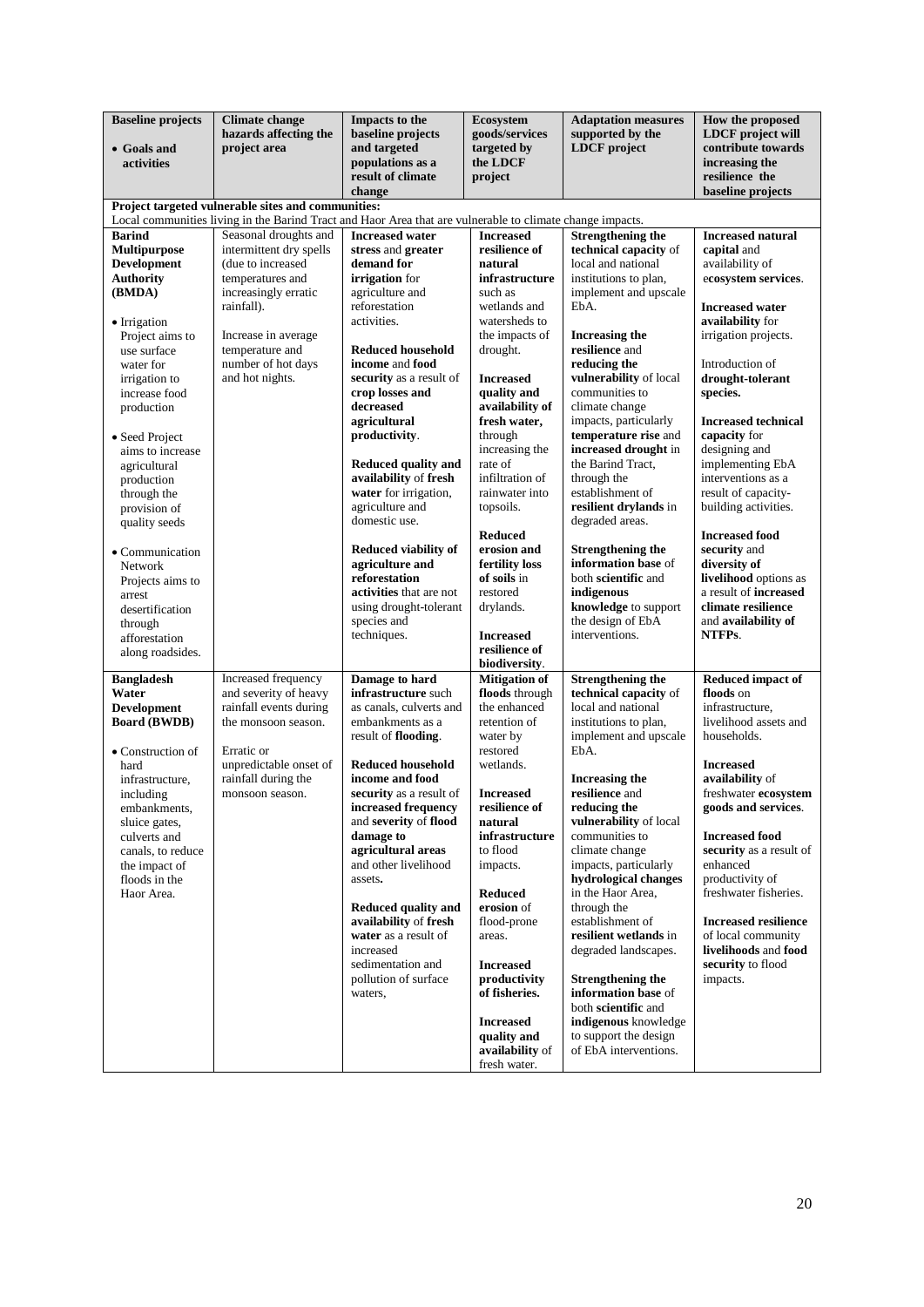| **Baseline projects** <br> • **Goals and activities** | **Climate change hazards affecting the project area** | **Impacts to the baseline projects and targeted populations as a result of climate change** | **Ecosystem goods/services targeted by the LDCF project** | **Adaptation measures supported by the LDCF project** | **How the proposed LDCF project will contribute towards increasing the resilience the baseline projects** |
|---|---|---|---|---|---|
| **Project targeted vulnerable sites and communities:** Local communities living in the Barind Tract and Haor Area that are vulnerable to climate change impacts. | | | | | |
| **Barind Multipurpose Development Authority (BMDA)** <br><br> • Irrigation Project aims to use surface water for irrigation to increase food production <br><br> • Seed Project aims to increase agricultural production through the provision of quality seeds <br><br> • Communication Network Projects aims to arrest desertification through afforestation along roadsides. | Seasonal droughts and intermittent dry spells (due to increased temperatures and increasingly erratic rainfall). <br><br> Increase in average temperature and number of hot days and hot nights. | **Increased water stress** and **greater demand for irrigation** for agriculture and reforestation activities. <br><br> **Reduced household income** and **food security** as a result of **crop losses and decreased agricultural productivity**. <br><br> **Reduced quality and availability** of **fresh water** for irrigation, agriculture and domestic use. <br><br> **Reduced viability of agriculture and reforestation activities** that are not using drought-tolerant species and techniques. | **Increased resilience of natural infrastructure** such as wetlands and watersheds to the impacts of drought. <br><br> **Increased quality and availability of fresh water,** through increasing the rate of infiltration of rainwater into topsoils. <br><br> **Reduced erosion and fertility loss of soils** in restored drylands. <br><br> **Increased resilience of biodiversity**. | **Strengthening the technical capacity** of local and national institutions to plan, implement and upscale EbA. <br><br> **Increasing the resilience** and **reducing the vulnerability** of local communities to climate change impacts, particularly **temperature rise** and **increased drought** in the Barind Tract, through the establishment of **resilient drylands** in degraded areas. <br><br> **Strengthening the information base** of both **scientific** and **indigenous knowledge** to support the design of EbA interventions. | **Increased natural capital** and availability of **ecosystem services**. <br><br> **Increased water availability** for irrigation projects. <br><br> Introduction of **drought-tolerant species.** <br><br> **Increased technical capacity** for designing and implementing EbA interventions as a result of capacity-building activities. <br><br> **Increased food security** and **diversity of livelihood** options as a result of **increased climate resilience** and **availability of NTFPs**. |
| **Bangladesh Water Development Board (BWDB)** <br><br> • Construction of hard infrastructure, including embankments, sluice gates, culverts and canals, to reduce the impact of floods in the Haor Area. | Increased frequency and severity of heavy rainfall events during the monsoon season. <br><br> Erratic or unpredictable onset of rainfall during the monsoon season. | **Damage to hard infrastructure** such as canals, culverts and embankments as a result of **flooding**. <br><br> **Reduced household income and food security** as a result of **increased frequency** and **severity** of **flood damage to agricultural areas** and other livelihood assets**.** <br><br> **Reduced quality and availability** of **fresh water** as a result of increased sedimentation and pollution of surface waters, | **Mitigation of floods** through the enhanced retention of water by restored wetlands. <br><br> **Increased resilience of natural infrastructure** to flood impacts. <br><br> **Reduced erosion** of flood-prone areas. <br><br> **Increased productivity of fisheries.** <br><br> **Increased quality and availability** of fresh water. | **Strengthening the technical capacity** of local and national institutions to plan, implement and upscale EbA. <br><br> **Increasing the resilience** and **reducing the vulnerability** of local communities to climate change impacts, particularly **hydrological changes** in the Haor Area, through the establishment of **resilient wetlands** in degraded landscapes. <br><br> **Strengthening the information base** of both **scientific** and **indigenous** knowledge to support the design of EbA interventions. | **Reduced impact of floods** on infrastructure, livelihood assets and households. <br><br> **Increased availability** of freshwater **ecosystem goods and services**. <br><br> **Increased food security** as a result of enhanced productivity of freshwater fisheries. <br><br> **Increased resilience** of local community **livelihoods** and **food security** to flood impacts. |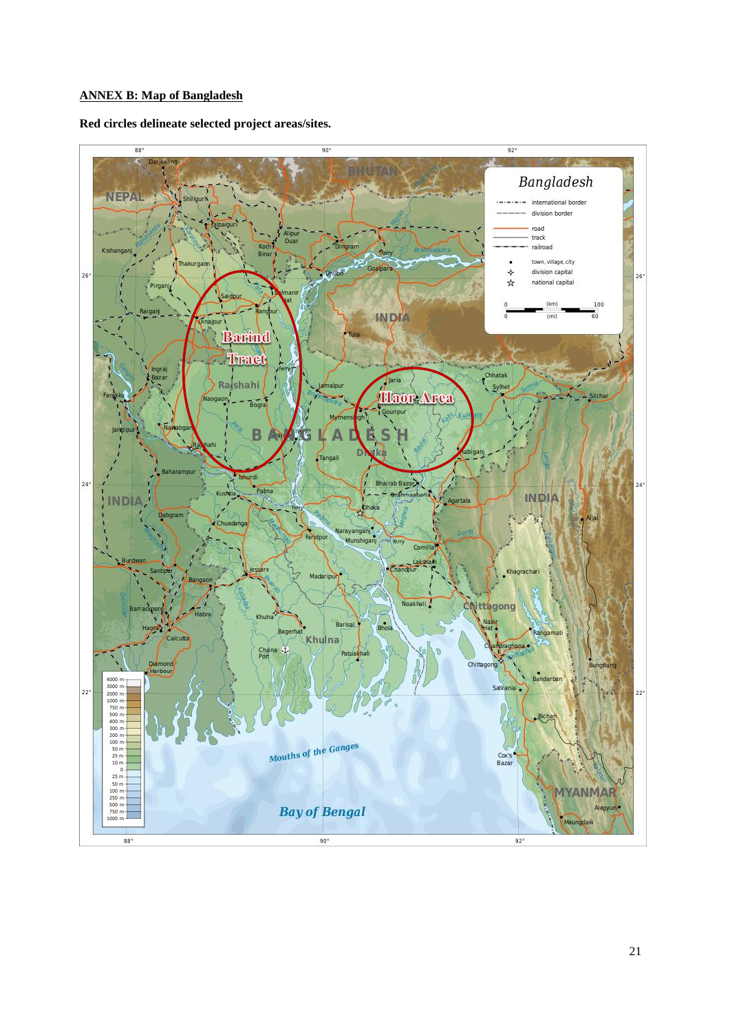## ANNEX B: Map of Bangladesh

**Red circles delineate selected project areas/sites.**

Bangladesh

international border
division border
road
track
railroad
town, village, city
division capital
national capital

Barind Tract

Haor Area

Mouths of the Ganges

Bay of Bengal